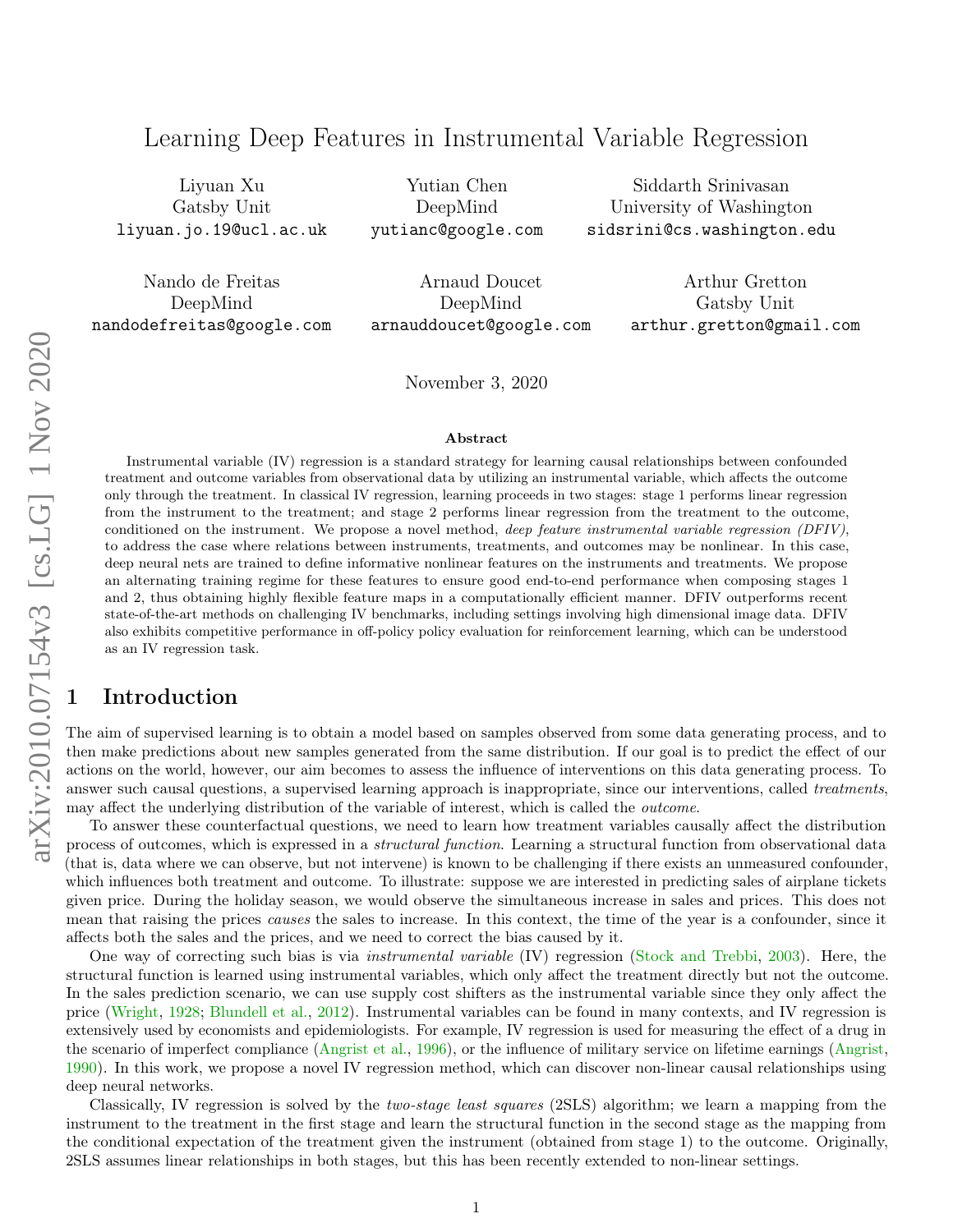# Learning Deep Features in Instrumental Variable Regression

Liyuan Xu
Gatsby Unit
liyuan.jo.19@ucl.ac.uk

Yutian Chen
DeepMind
yutianc@google.com

Siddarth Srinivasan
University of Washington
sidsrini@cs.washington.edu

Nando de Freitas
DeepMind
nandodefreitas@google.com

Arnaud Doucet
DeepMind
arnauddoucet@google.com

Arthur Gretton
Gatsby Unit
arthur.gretton@gmail.com

November 3, 2020

### Abstract

Instrumental variable (IV) regression is a standard strategy for learning causal relationships between confounded treatment and outcome variables from observational data by utilizing an instrumental variable, which affects the outcome only through the treatment. In classical IV regression, learning proceeds in two stages: stage 1 performs linear regression from the instrument to the treatment; and stage 2 performs linear regression from the treatment to the outcome, conditioned on the instrument. We propose a novel method, *deep feature instrumental variable regression (DFIV)*, to address the case where relations between instruments, treatments, and outcomes may be nonlinear. In this case, deep neural nets are trained to define informative nonlinear features on the instruments and treatments. We propose an alternating training regime for these features to ensure good end-to-end performance when composing stages 1 and 2, thus obtaining highly flexible feature maps in a computationally efficient manner. DFIV outperforms recent state-of-the-art methods on challenging IV benchmarks, including settings involving high dimensional image data. DFIV also exhibits competitive performance in off-policy policy evaluation for reinforcement learning, which can be understood as an IV regression task.

## 1 Introduction

The aim of supervised learning is to obtain a model based on samples observed from some data generating process, and to then make predictions about new samples generated from the same distribution. If our goal is to predict the effect of our actions on the world, however, our aim becomes to assess the influence of interventions on this data generating process. To answer such causal questions, a supervised learning approach is inappropriate, since our interventions, called *treatments*, may affect the underlying distribution of the variable of interest, which is called the *outcome*.

To answer these counterfactual questions, we need to learn how treatment variables causally affect the distribution process of outcomes, which is expressed in a *structural function*. Learning a structural function from observational data (that is, data where we can observe, but not intervene) is known to be challenging if there exists an unmeasured confounder, which influences both treatment and outcome. To illustrate: suppose we are interested in predicting sales of airplane tickets given price. During the holiday season, we would observe the simultaneous increase in sales and prices. This does not mean that raising the prices *causes* the sales to increase. In this context, the time of the year is a confounder, since it affects both the sales and the prices, and we need to correct the bias caused by it.

One way of correcting such bias is via *instrumental variable* (IV) regression (Stock and Trebbi, 2003). Here, the structural function is learned using instrumental variables, which only affect the treatment directly but not the outcome. In the sales prediction scenario, we can use supply cost shifters as the instrumental variable since they only affect the price (Wright, 1928; Blundell et al., 2012). Instrumental variables can be found in many contexts, and IV regression is extensively used by economists and epidemiologists. For example, IV regression is used for measuring the effect of a drug in the scenario of imperfect compliance (Angrist et al., 1996), or the influence of military service on lifetime earnings (Angrist, 1990). In this work, we propose a novel IV regression method, which can discover non-linear causal relationships using deep neural networks.

Classically, IV regression is solved by the *two-stage least squares* (2SLS) algorithm; we learn a mapping from the instrument to the treatment in the first stage and learn the structural function in the second stage as the mapping from the conditional expectation of the treatment given the instrument (obtained from stage 1) to the outcome. Originally, 2SLS assumes linear relationships in both stages, but this has been recently extended to non-linear settings.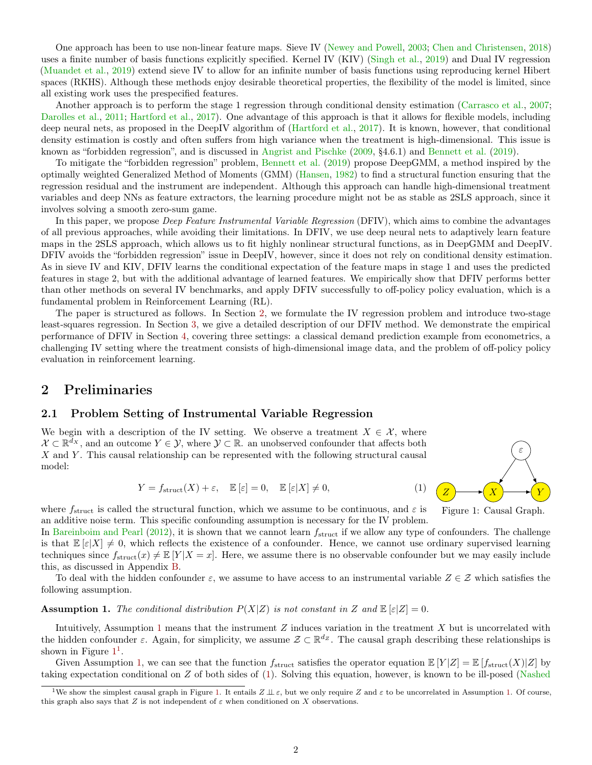One approach has been to use non-linear feature maps. Sieve IV (Newey and Powell, 2003; Chen and Christensen, 2018) uses a finite number of basis functions explicitly specified. Kernel IV (KIV) (Singh et al., 2019) and Dual IV regression (Muandet et al., 2019) extend sieve IV to allow for an infinite number of basis functions using reproducing kernel Hibert spaces (RKHS). Although these methods enjoy desirable theoretical properties, the flexibility of the model is limited, since all existing work uses the prespecified features.

Another approach is to perform the stage 1 regression through conditional density estimation (Carrasco et al., 2007; Darolles et al., 2011; Hartford et al., 2017). One advantage of this approach is that it allows for flexible models, including deep neural nets, as proposed in the DeepIV algorithm of (Hartford et al., 2017). It is known, however, that conditional density estimation is costly and often suffers from high variance when the treatment is high-dimensional. This issue is known as "forbidden regression", and is discussed in Angrist and Pischke (2009, §4.6.1) and Bennett et al. (2019).

To mitigate the "forbidden regression" problem, Bennett et al. (2019) propose DeepGMM, a method inspired by the optimally weighted Generalized Method of Moments (GMM) (Hansen, 1982) to find a structural function ensuring that the regression residual and the instrument are independent. Although this approach can handle high-dimensional treatment variables and deep NNs as feature extractors, the learning procedure might not be as stable as 2SLS approach, since it involves solving a smooth zero-sum game.

In this paper, we propose *Deep Feature Instrumental Variable Regression* (DFIV), which aims to combine the advantages of all previous approaches, while avoiding their limitations. In DFIV, we use deep neural nets to adaptively learn feature maps in the 2SLS approach, which allows us to fit highly nonlinear structural functions, as in DeepGMM and DeepIV. DFIV avoids the "forbidden regression" issue in DeepIV, however, since it does not rely on conditional density estimation. As in sieve IV and KIV, DFIV learns the conditional expectation of the feature maps in stage 1 and uses the predicted features in stage 2, but with the additional advantage of learned features. We empirically show that DFIV performs better than other methods on several IV benchmarks, and apply DFIV successfully to off-policy policy evaluation, which is a fundamental problem in Reinforcement Learning (RL).

The paper is structured as follows. In Section 2, we formulate the IV regression problem and introduce two-stage least-squares regression. In Section 3, we give a detailed description of our DFIV method. We demonstrate the empirical performance of DFIV in Section 4, covering three settings: a classical demand prediction example from econometrics, a challenging IV setting where the treatment consists of high-dimensional image data, and the problem of off-policy policy evaluation in reinforcement learning.

## 2 Preliminaries

### 2.1 Problem Setting of Instrumental Variable Regression

We begin with a description of the IV setting. We observe a treatment $X \in \mathcal{X}$, where $\mathcal{X} \subset \mathbb{R}^{d_X}$, and an outcome $Y \in \mathcal{Y}$, where $\mathcal{Y} \subset \mathbb{R}$. an unobserved confounder that affects both $X$ and $Y$. This causal relationship can be represented with the following structural causal model:

$$Y = f_{\mathrm{struct}}(X) + \varepsilon, \quad \mathbb{E}[\varepsilon] = 0, \quad \mathbb{E}[\varepsilon|X] \neq 0, \tag{1}$$

Figure 1: Causal Graph.

where $f_{\mathrm{struct}}$ is called the structural function, which we assume to be continuous, and $\varepsilon$ is an additive noise term. This specific confounding assumption is necessary for the IV problem. In Bareinboim and Pearl (2012), it is shown that we cannot learn $f_{\mathrm{struct}}$ if we allow any type of confounders. The challenge is that $\mathbb{E}[\varepsilon|X] \neq 0$, which reflects the existence of a confounder. Hence, we cannot use ordinary supervised learning techniques since $f_{\mathrm{struct}}(x) \neq \mathbb{E}[Y|X = x]$. Here, we assume there is no observable confounder but we may easily include this, as discussed in Appendix B.

To deal with the hidden confounder $\varepsilon$, we assume to have access to an instrumental variable $Z \in \mathcal{Z}$ which satisfies the following assumption.

**Assumption 1.** *The conditional distribution $P(X|Z)$ is not constant in $Z$ and $\mathbb{E}[\varepsilon|Z] = 0$.*

Intuitively, Assumption 1 means that the instrument $Z$ induces variation in the treatment $X$ but is uncorrelated with the hidden confounder $\varepsilon$. Again, for simplicity, we assume $\mathcal{Z} \subset \mathbb{R}^{d_Z}$. The causal graph describing these relationships is shown in Figure 1[1].

Given Assumption 1, we can see that the function $f_{\mathrm{struct}}$ satisfies the operator equation $\mathbb{E}[Y|Z] = \mathbb{E}[f_{\mathrm{struct}}(X)|Z]$ by taking expectation conditional on $Z$ of both sides of (1). Solving this equation, however, is known to be ill-posed (Nashed

[1] We show the simplest causal graph in Figure 1. It entails $Z \perp\!\!\!\perp \varepsilon$, but we only require $Z$ and $\varepsilon$ to be uncorrelated in Assumption 1. Of course, this graph also says that $Z$ is not independent of $\varepsilon$ when conditioned on $X$ observations.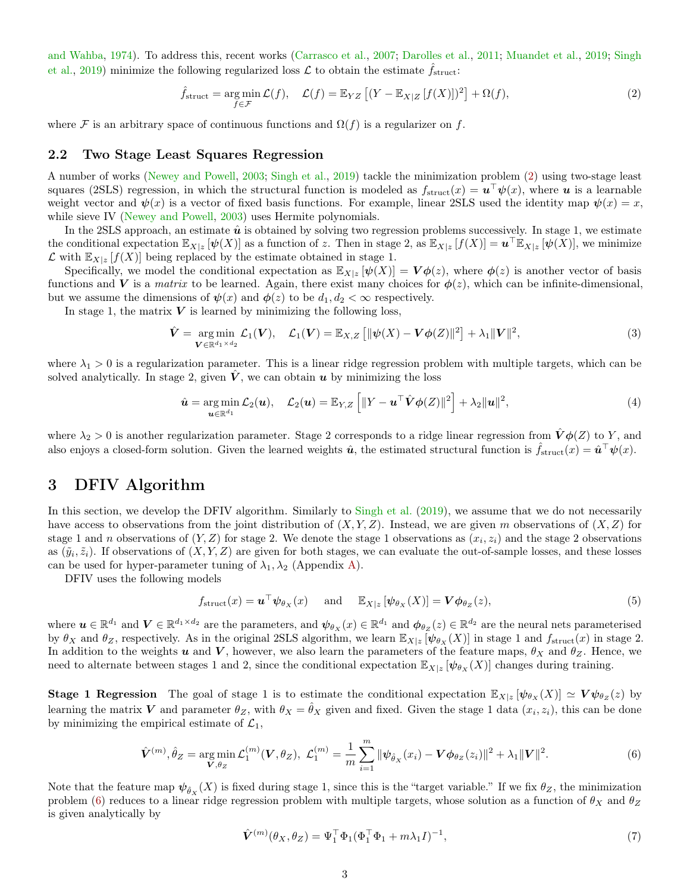and Wahba, 1974). To address this, recent works (Carrasco et al., 2007; Darolles et al., 2011; Muandet et al., 2019; Singh et al., 2019) minimize the following regularized loss $\mathcal{L}$ to obtain the estimate $\hat{f}_{\mathrm{struct}}$:

$$\hat{f}_{\mathrm{struct}} = \operatorname*{arg\,min}_{f \in \mathcal{F}} \mathcal{L}(f), \quad \mathcal{L}(f) = \mathbb{E}_{YZ}\left[(Y - \mathbb{E}_{X|Z}\left[f(X)\right])^2\right] + \Omega(f), \tag{2}$$

where $\mathcal{F}$ is an arbitrary space of continuous functions and $\Omega(f)$ is a regularizer on $f$.

## 2.2 Two Stage Least Squares Regression

A number of works (Newey and Powell, 2003; Singh et al., 2019) tackle the minimization problem (2) using two-stage least squares (2SLS) regression, in which the structural function is modeled as $f_{\mathrm{struct}}(x) = \boldsymbol{u}^\top \boldsymbol{\psi}(x)$, where $\boldsymbol{u}$ is a learnable weight vector and $\boldsymbol{\psi}(x)$ is a vector of fixed basis functions. For example, linear 2SLS used the identity map $\boldsymbol{\psi}(x) = x$, while sieve IV (Newey and Powell, 2003) uses Hermite polynomials.

In the 2SLS approach, an estimate $\hat{\boldsymbol{u}}$ is obtained by solving two regression problems successively. In stage 1, we estimate the conditional expectation $\mathbb{E}_{X|z}\left[\boldsymbol{\psi}(X)\right]$ as a function of $z$. Then in stage 2, as $\mathbb{E}_{X|z}\left[f(X)\right] = \boldsymbol{u}^\top \mathbb{E}_{X|z}\left[\boldsymbol{\psi}(X)\right]$, we minimize $\mathcal{L}$ with $\mathbb{E}_{X|z}\left[f(X)\right]$ being replaced by the estimate obtained in stage 1.

Specifically, we model the conditional expectation as $\mathbb{E}_{X|z}\left[\boldsymbol{\psi}(X)\right] = \boldsymbol{V}\boldsymbol{\phi}(z)$, where $\boldsymbol{\phi}(z)$ is another vector of basis functions and $\boldsymbol{V}$ is a *matrix* to be learned. Again, there exist many choices for $\boldsymbol{\phi}(z)$, which can be infinite-dimensional, but we assume the dimensions of $\boldsymbol{\psi}(x)$ and $\boldsymbol{\phi}(z)$ to be $d_1, d_2 < \infty$ respectively.

In stage 1, the matrix $\boldsymbol{V}$ is learned by minimizing the following loss,

$$\hat{\boldsymbol{V}} = \operatorname*{arg\,min}_{\boldsymbol{V} \in \mathbb{R}^{d_1 \times d_2}} \mathcal{L}_1(\boldsymbol{V}), \quad \mathcal{L}_1(\boldsymbol{V}) = \mathbb{E}_{X,Z}\left[\|\boldsymbol{\psi}(X) - \boldsymbol{V}\boldsymbol{\phi}(Z)\|^2\right] + \lambda_1 \|\boldsymbol{V}\|^2, \tag{3}$$

where $\lambda_1 > 0$ is a regularization parameter. This is a linear ridge regression problem with multiple targets, which can be solved analytically. In stage 2, given $\hat{\boldsymbol{V}}$, we can obtain $\boldsymbol{u}$ by minimizing the loss

$$\hat{\boldsymbol{u}} = \operatorname*{arg\,min}_{\boldsymbol{u} \in \mathbb{R}^{d_1}} \mathcal{L}_2(\boldsymbol{u}), \quad \mathcal{L}_2(\boldsymbol{u}) = \mathbb{E}_{Y,Z}\left[\|Y - \boldsymbol{u}^\top \hat{\boldsymbol{V}}\boldsymbol{\phi}(Z)\|^2\right] + \lambda_2 \|\boldsymbol{u}\|^2, \tag{4}$$

where $\lambda_2 > 0$ is another regularization parameter. Stage 2 corresponds to a ridge linear regression from $\hat{\boldsymbol{V}}\boldsymbol{\phi}(Z)$ to $Y$, and also enjoys a closed-form solution. Given the learned weights $\hat{\boldsymbol{u}}$, the estimated structural function is $\hat{f}_{\mathrm{struct}}(x) = \hat{\boldsymbol{u}}^\top \boldsymbol{\psi}(x)$.

# 3 DFIV Algorithm

In this section, we develop the DFIV algorithm. Similarly to Singh et al. (2019), we assume that we do not necessarily have access to observations from the joint distribution of $(X, Y, Z)$. Instead, we are given $m$ observations of $(X, Z)$ for stage 1 and $n$ observations of $(Y, Z)$ for stage 2. We denote the stage 1 observations as $(x_i, z_i)$ and the stage 2 observations as $(\tilde{y}_i, \tilde{z}_i)$. If observations of $(X, Y, Z)$ are given for both stages, we can evaluate the out-of-sample losses, and these losses can be used for hyper-parameter tuning of $\lambda_1, \lambda_2$ (Appendix A).

DFIV uses the following models

$$f_{\mathrm{struct}}(x) = \boldsymbol{u}^\top \boldsymbol{\psi}_{\theta_X}(x) \quad \text{and} \quad \mathbb{E}_{X|z}\left[\boldsymbol{\psi}_{\theta_X}(X)\right] = \boldsymbol{V}\boldsymbol{\phi}_{\theta_Z}(z), \tag{5}$$

where $\boldsymbol{u} \in \mathbb{R}^{d_1}$ and $\boldsymbol{V} \in \mathbb{R}^{d_1 \times d_2}$ are the parameters, and $\boldsymbol{\psi}_{\theta_X}(x) \in \mathbb{R}^{d_1}$ and $\boldsymbol{\phi}_{\theta_Z}(z) \in \mathbb{R}^{d_2}$ are the neural nets parameterised by $\theta_X$ and $\theta_Z$, respectively. As in the original 2SLS algorithm, we learn $\mathbb{E}_{X|z}\left[\boldsymbol{\psi}_{\theta_X}(X)\right]$ in stage 1 and $f_{\mathrm{struct}}(x)$ in stage 2. In addition to the weights $\boldsymbol{u}$ and $\boldsymbol{V}$, however, we also learn the parameters of the feature maps, $\theta_X$ and $\theta_Z$. Hence, we need to alternate between stages 1 and 2, since the conditional expectation $\mathbb{E}_{X|z}\left[\boldsymbol{\psi}_{\theta_X}(X)\right]$ changes during training.

**Stage 1 Regression** The goal of stage 1 is to estimate the conditional expectation $\mathbb{E}_{X|z}\left[\boldsymbol{\psi}_{\theta_X}(X)\right] \simeq \boldsymbol{V}\boldsymbol{\psi}_{\theta_Z}(z)$ by learning the matrix $\boldsymbol{V}$ and parameter $\theta_Z$, with $\theta_X = \hat{\theta}_X$ given and fixed. Given the stage 1 data $(x_i, z_i)$, this can be done by minimizing the empirical estimate of $\mathcal{L}_1$,

$$\hat{\boldsymbol{V}}^{(m)}, \hat{\theta}_Z = \operatorname*{arg\,min}_{\boldsymbol{V}, \theta_Z} \mathcal{L}_1^{(m)}(\boldsymbol{V}, \theta_Z), \ \mathcal{L}_1^{(m)} = \frac{1}{m}\sum_{i=1}^{m} \|\boldsymbol{\psi}_{\hat{\theta}_X}(x_i) - \boldsymbol{V}\boldsymbol{\phi}_{\theta_Z}(z_i)\|^2 + \lambda_1 \|\boldsymbol{V}\|^2. \tag{6}$$

Note that the feature map $\boldsymbol{\psi}_{\hat{\theta}_X}(X)$ is fixed during stage 1, since this is the "target variable." If we fix $\theta_Z$, the minimization problem (6) reduces to a linear ridge regression problem with multiple targets, whose solution as a function of $\theta_X$ and $\theta_Z$ is given analytically by

$$\hat{\boldsymbol{V}}^{(m)}(\theta_X, \theta_Z) = \Psi_1^\top \Phi_1 (\Phi_1^\top \Phi_1 + m\lambda_1 I)^{-1}, \tag{7}$$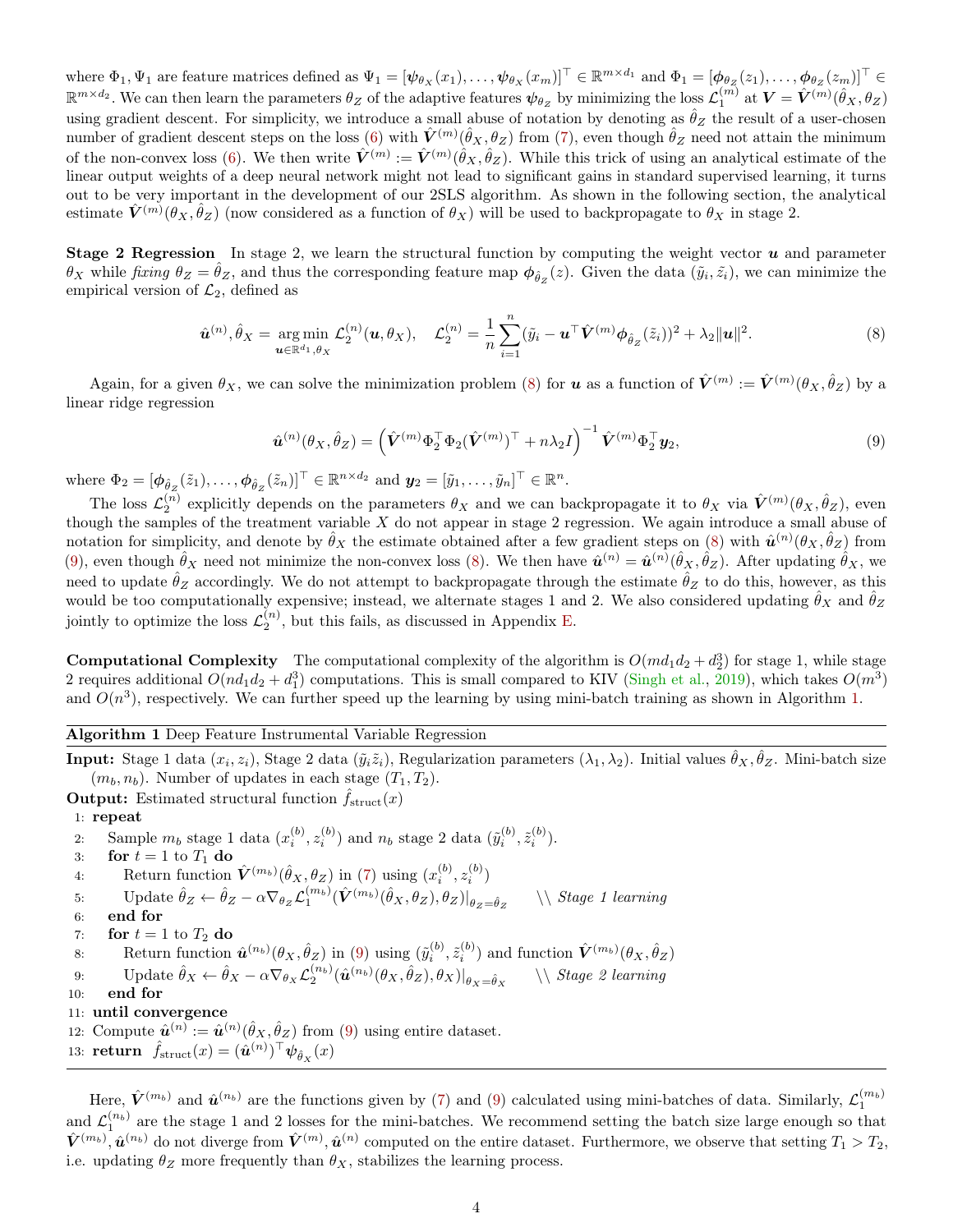where $\Phi_1, \Psi_1$ are feature matrices defined as $\Psi_1 = [\psi_{\theta_X}(x_1), \dots, \psi_{\theta_X}(x_m)]^\top \in \mathbb{R}^{m \times d_1}$ and $\Phi_1 = [\phi_{\theta_Z}(z_1), \dots, \phi_{\theta_Z}(z_m)]^\top \in \mathbb{R}^{m \times d_2}$. We can then learn the parameters $\theta_Z$ of the adaptive features $\psi_{\theta_Z}$ by minimizing the loss $\mathcal{L}_1^{(m)}$ at $V = \hat{V}^{(m)}(\hat{\theta}_X, \theta_Z)$ using gradient descent. For simplicity, we introduce a small abuse of notation by denoting as $\hat{\theta}_Z$ the result of a user-chosen number of gradient descent steps on the loss (6) with $\hat{V}^{(m)}(\hat{\theta}_X, \theta_Z)$ from (7), even though $\hat{\theta}_Z$ need not attain the minimum of the non-convex loss (6). We then write $\hat{V}^{(m)} := \hat{V}^{(m)}(\hat{\theta}_X, \hat{\theta}_Z)$. While this trick of using an analytical estimate of the linear output weights of a deep neural network might not lead to significant gains in standard supervised learning, it turns out to be very important in the development of our 2SLS algorithm. As shown in the following section, the analytical estimate $\hat{V}^{(m)}(\theta_X, \hat{\theta}_Z)$ (now considered as a function of $\theta_X$) will be used to backpropagate to $\theta_X$ in stage 2.

**Stage 2 Regression** In stage 2, we learn the structural function by computing the weight vector $u$ and parameter $\theta_X$ while *fixing* $\theta_Z = \hat{\theta}_Z$, and thus the corresponding feature map $\phi_{\hat{\theta}_Z}(z)$. Given the data $(\tilde{y}_i, \tilde{z}_i)$, we can minimize the empirical version of $\mathcal{L}_2$, defined as

$$\hat{u}^{(n)}, \hat{\theta}_X = \underset{u \in \mathbb{R}^{d_1}, \theta_X}{\arg\min}\ \mathcal{L}_2^{(n)}(u, \theta_X), \quad \mathcal{L}_2^{(n)} = \frac{1}{n}\sum_{i=1}^{n}(\tilde{y}_i - u^\top \hat{V}^{(m)} \phi_{\hat{\theta}_Z}(\tilde{z}_i))^2 + \lambda_2 \|u\|^2. \tag{8}$$

Again, for a given $\theta_X$, we can solve the minimization problem (8) for $u$ as a function of $\hat{V}^{(m)} := \hat{V}^{(m)}(\theta_X, \hat{\theta}_Z)$ by a linear ridge regression

$$\hat{u}^{(n)}(\theta_X, \hat{\theta}_Z) = \left(\hat{V}^{(m)} \Phi_2^\top \Phi_2 (\hat{V}^{(m)})^\top + n\lambda_2 I\right)^{-1} \hat{V}^{(m)} \Phi_2^\top y_2, \tag{9}$$

where $\Phi_2 = [\phi_{\hat{\theta}_Z}(\tilde{z}_1), \dots, \phi_{\hat{\theta}_Z}(\tilde{z}_n)]^\top \in \mathbb{R}^{n \times d_2}$ and $y_2 = [\tilde{y}_1, \dots, \tilde{y}_n]^\top \in \mathbb{R}^n$.

The loss $\mathcal{L}_2^{(n)}$ explicitly depends on the parameters $\theta_X$ and we can backpropagate it to $\theta_X$ via $\hat{V}^{(m)}(\theta_X, \hat{\theta}_Z)$, even though the samples of the treatment variable $X$ do not appear in stage 2 regression. We again introduce a small abuse of notation for simplicity, and denote by $\hat{\theta}_X$ the estimate obtained after a few gradient steps on (8) with $\hat{u}^{(n)}(\theta_X, \hat{\theta}_Z)$ from (9), even though $\hat{\theta}_X$ need not minimize the non-convex loss (8). We then have $\hat{u}^{(n)} = \hat{u}^{(n)}(\hat{\theta}_X, \hat{\theta}_Z)$. After updating $\hat{\theta}_X$, we need to update $\hat{\theta}_Z$ accordingly. We do not attempt to backpropagate through the estimate $\hat{\theta}_Z$ to do this, however, as this would be too computationally expensive; instead, we alternate stages 1 and 2. We also considered updating $\hat{\theta}_X$ and $\hat{\theta}_Z$ jointly to optimize the loss $\mathcal{L}_2^{(n)}$, but this fails, as discussed in Appendix E.

**Computational Complexity** The computational complexity of the algorithm is $O(md_1d_2 + d_2^3)$ for stage 1, while stage 2 requires additional $O(nd_1d_2 + d_1^3)$ computations. This is small compared to KIV (Singh et al., 2019), which takes $O(m^3)$ and $O(n^3)$, respectively. We can further speed up the learning by using mini-batch training as shown in Algorithm 1.

---

**Algorithm 1** Deep Feature Instrumental Variable Regression

**Input:** Stage 1 data $(x_i, z_i)$, Stage 2 data $(\tilde{y}_i \tilde{z}_i)$, Regularization parameters $(\lambda_1, \lambda_2)$. Initial values $\hat{\theta}_X, \hat{\theta}_Z$. Mini-batch size $(m_b, n_b)$. Number of updates in each stage $(T_1, T_2)$.
**Output:** Estimated structural function $\hat{f}_{\mathrm{struct}}(x)$

```
1: repeat
2:     Sample m_b stage 1 data (x_i^(b), z_i^(b)) and n_b stage 2 data (ỹ_i^(b), z̃_i^(b)).
3:     for t = 1 to T_1 do
4:         Return function V̂^(m_b)(θ̂_X, θ_Z) in (7) using (x_i^(b), z_i^(b))
5:         Update θ̂_Z ← θ̂_Z − α ∇_{θ_Z} L_1^(m_b)(V̂^(m_b)(θ̂_X, θ_Z), θ_Z)|_{θ_Z = θ̂_Z}    \\ Stage 1 learning
6:     end for
7:     for t = 1 to T_2 do
8:         Return function û^(n_b)(θ_X, θ̂_Z) in (9) using (ỹ_i^(b), z̃_i^(b)) and function V̂^(m_b)(θ_X, θ̂_Z)
9:         Update θ̂_X ← θ̂_X − α ∇_{θ_X} L_2^(n_b)(û^(n_b)(θ_X, θ̂_Z), θ_X)|_{θ_X = θ̂_X}    \\ Stage 2 learning
10:    end for
11: until convergence
12: Compute û^(n) := û^(n)(θ̂_X, θ̂_Z) from (9) using entire dataset.
13: return f̂_struct(x) = (û^(n))^T ψ_{θ̂_X}(x)
```

---

Here, $\hat{V}^{(m_b)}$ and $\hat{u}^{(n_b)}$ are the functions given by (7) and (9) calculated using mini-batches of data. Similarly, $\mathcal{L}_1^{(m_b)}$ and $\mathcal{L}_1^{(n_b)}$ are the stage 1 and 2 losses for the mini-batches. We recommend setting the batch size large enough so that $\hat{V}^{(m_b)}, \hat{u}^{(n_b)}$ do not diverge from $\hat{V}^{(m)}, \hat{u}^{(n)}$ computed on the entire dataset. Furthermore, we observe that setting $T_1 > T_2$, i.e. updating $\theta_Z$ more frequently than $\theta_X$, stabilizes the learning process.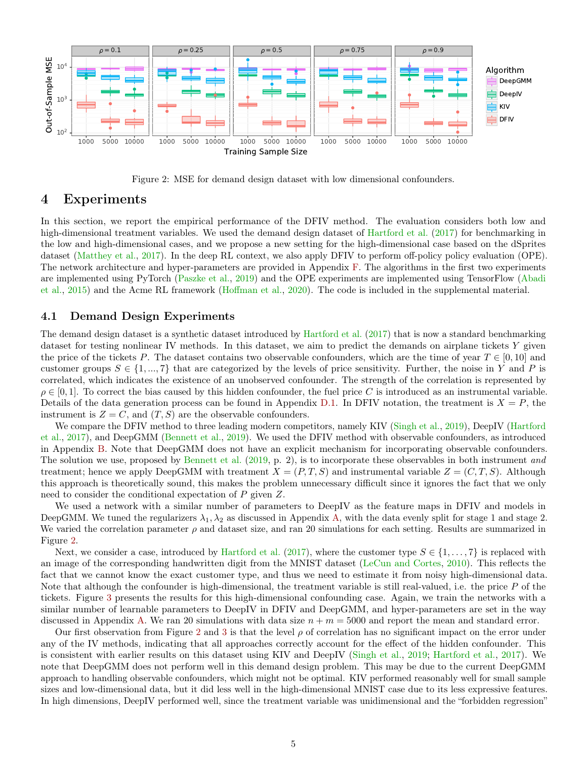Figure 2: MSE for demand design dataset with low dimensional confounders.

# 4 Experiments

In this section, we report the empirical performance of the DFIV method. The evaluation considers both low and high-dimensional treatment variables. We used the demand design dataset of Hartford et al. (2017) for benchmarking in the low and high-dimensional cases, and we propose a new setting for the high-dimensional case based on the dSprites dataset (Matthey et al., 2017). In the deep RL context, we also apply DFIV to perform off-policy policy evaluation (OPE). The network architecture and hyper-parameters are provided in Appendix F. The algorithms in the first two experiments are implemented using PyTorch (Paszke et al., 2019) and the OPE experiments are implemented using TensorFlow (Abadi et al., 2015) and the Acme RL framework (Hoffman et al., 2020). The code is included in the supplemental material.

## 4.1 Demand Design Experiments

The demand design dataset is a synthetic dataset introduced by Hartford et al. (2017) that is now a standard benchmarking dataset for testing nonlinear IV methods. In this dataset, we aim to predict the demands on airplane tickets $Y$ given the price of the tickets $P$. The dataset contains two observable confounders, which are the time of year $T \in [0, 10]$ and customer groups $S \in \{1, ..., 7\}$ that are categorized by the levels of price sensitivity. Further, the noise in $Y$ and $P$ is correlated, which indicates the existence of an unobserved confounder. The strength of the correlation is represented by $\rho \in [0, 1]$. To correct the bias caused by this hidden confounder, the fuel price $C$ is introduced as an instrumental variable. Details of the data generation process can be found in Appendix D.1. In DFIV notation, the treatment is $X = P$, the instrument is $Z = C$, and $(T, S)$ are the observable confounders.

We compare the DFIV method to three leading modern competitors, namely KIV (Singh et al., 2019), DeepIV (Hartford et al., 2017), and DeepGMM (Bennett et al., 2019). We used the DFIV method with observable confounders, as introduced in Appendix B. Note that DeepGMM does not have an explicit mechanism for incorporating observable confounders. The solution we use, proposed by Bennett et al. (2019, p. 2), is to incorporate these observables in both instrument *and* treatment; hence we apply DeepGMM with treatment $X = (P, T, S)$ and instrumental variable $Z = (C, T, S)$. Although this approach is theoretically sound, this makes the problem unnecessary difficult since it ignores the fact that we only need to consider the conditional expectation of $P$ given $Z$.

We used a network with a similar number of parameters to DeepIV as the feature maps in DFIV and models in DeepGMM. We tuned the regularizers $\lambda_1, \lambda_2$ as discussed in Appendix A, with the data evenly split for stage 1 and stage 2. We varied the correlation parameter $\rho$ and dataset size, and ran 20 simulations for each setting. Results are summarized in Figure 2.

Next, we consider a case, introduced by Hartford et al. (2017), where the customer type $S \in \{1, \ldots, 7\}$ is replaced with an image of the corresponding handwritten digit from the MNIST dataset (LeCun and Cortes, 2010). This reflects the fact that we cannot know the exact customer type, and thus we need to estimate it from noisy high-dimensional data. Note that although the confounder is high-dimensional, the treatment variable is still real-valued, i.e. the price $P$ of the tickets. Figure 3 presents the results for this high-dimensional confounding case. Again, we train the networks with a similar number of learnable parameters to DeepIV in DFIV and DeepGMM, and hyper-parameters are set in the way discussed in Appendix A. We ran 20 simulations with data size $n + m = 5000$ and report the mean and standard error.

Our first observation from Figure 2 and 3 is that the level $\rho$ of correlation has no significant impact on the error under any of the IV methods, indicating that all approaches correctly account for the effect of the hidden confounder. This is consistent with earlier results on this dataset using KIV and DeepIV (Singh et al., 2019; Hartford et al., 2017). We note that DeepGMM does not perform well in this demand design problem. This may be due to the current DeepGMM approach to handling observable confounders, which might not be optimal. KIV performed reasonably well for small sample sizes and low-dimensional data, but it did less well in the high-dimensional MNIST case due to its less expressive features. In high dimensions, DeepIV performed well, since the treatment variable was unidimensional and the "forbidden regression"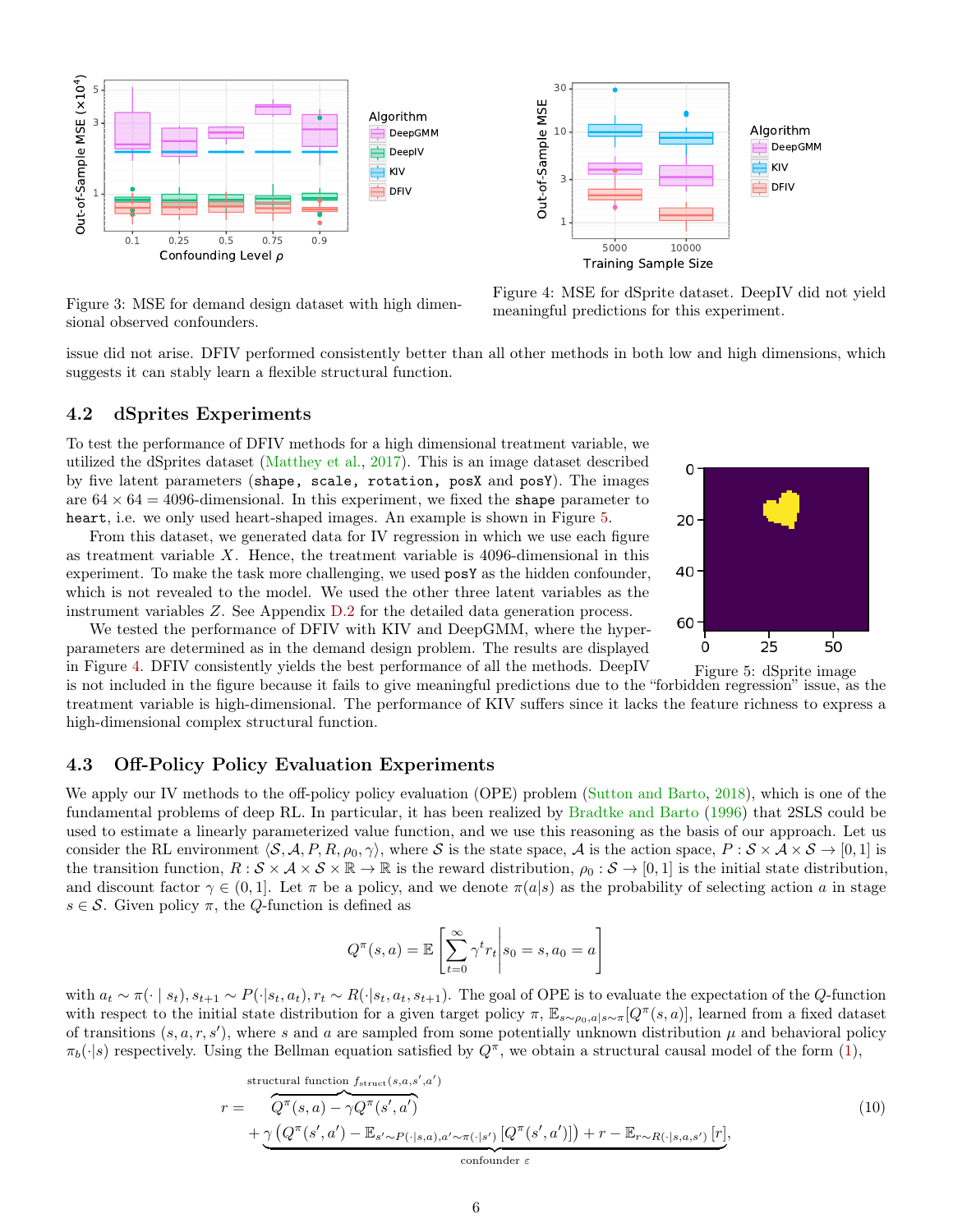Figure 3: MSE for demand design dataset with high dimensional observed confounders.

Figure 4: MSE for dSprite dataset. DeepIV did not yield meaningful predictions for this experiment.

issue did not arise. DFIV performed consistently better than all other methods in both low and high dimensions, which suggests it can stably learn a flexible structural function.

## 4.2 dSprites Experiments

To test the performance of DFIV methods for a high dimensional treatment variable, we utilized the dSprites dataset (Matthey et al., 2017). This is an image dataset described by five latent parameters (`shape, scale, rotation, posX` and `posY`). The images are $64 \times 64 = 4096$-dimensional. In this experiment, we fixed the `shape` parameter to `heart`, i.e. we only used heart-shaped images. An example is shown in Figure 5.

From this dataset, we generated data for IV regression in which we use each figure as treatment variable $X$. Hence, the treatment variable is 4096-dimensional in this experiment. To make the task more challenging, we used `posY` as the hidden confounder, which is not revealed to the model. We used the other three latent variables as the instrument variables $Z$. See Appendix D.2 for the detailed data generation process.

We tested the performance of DFIV with KIV and DeepGMM, where the hyper-parameters are determined as in the demand design problem. The results are displayed in Figure 4. DFIV consistently yields the best performance of all the methods. DeepIV is not included in the figure because it fails to give meaningful predictions due to the "forbidden regression" issue, as the treatment variable is high-dimensional. The performance of KIV suffers since it lacks the feature richness to express a high-dimensional complex structural function.

Figure 5: dSprite image

## 4.3 Off-Policy Policy Evaluation Experiments

We apply our IV methods to the off-policy policy evaluation (OPE) problem (Sutton and Barto, 2018), which is one of the fundamental problems of deep RL. In particular, it has been realized by Bradtke and Barto (1996) that 2SLS could be used to estimate a linearly parameterized value function, and we use this reasoning as the basis of our approach. Let us consider the RL environment $\langle \mathcal{S}, \mathcal{A}, P, R, \rho_0, \gamma \rangle$, where $\mathcal{S}$ is the state space, $\mathcal{A}$ is the action space, $P : \mathcal{S} \times \mathcal{A} \times \mathcal{S} \to [0, 1]$ is the transition function, $R : \mathcal{S} \times \mathcal{A} \times \mathcal{S} \times \mathbb{R} \to \mathbb{R}$ is the reward distribution, $\rho_0 : \mathcal{S} \to [0, 1]$ is the initial state distribution, and discount factor $\gamma \in (0, 1]$. Let $\pi$ be a policy, and we denote $\pi(a|s)$ as the probability of selecting action $a$ in stage $s \in \mathcal{S}$. Given policy $\pi$, the $Q$-function is defined as

$$Q^\pi(s, a) = \mathbb{E}\left[\sum_{t=0}^{\infty} \gamma^t r_t \middle| s_0 = s, a_0 = a\right]$$

with $a_t \sim \pi(\cdot \mid s_t), s_{t+1} \sim P(\cdot|s_t, a_t), r_t \sim R(\cdot|s_t, a_t, s_{t+1})$. The goal of OPE is to evaluate the expectation of the $Q$-function with respect to the initial state distribution for a given target policy $\pi$, $\mathbb{E}_{s \sim \rho_0, a|s \sim \pi}[Q^\pi(s, a)]$, learned from a fixed dataset of transitions $(s, a, r, s')$, where $s$ and $a$ are sampled from some potentially unknown distribution $\mu$ and behavioral policy $\pi_b(\cdot|s)$ respectively. Using the Bellman equation satisfied by $Q^\pi$, we obtain a structural causal model of the form (1),

$$r = \overbrace{Q^\pi(s, a) - \gamma Q^\pi(s', a')}^{\text{structural function } f_{\text{struct}}(s,a,s',a')} \\ + \underbrace{\gamma \left(Q^\pi(s', a') - \mathbb{E}_{s' \sim P(\cdot|s,a), a' \sim \pi(\cdot|s')} [Q^\pi(s', a')]\right) + r - \mathbb{E}_{r \sim R(\cdot|s,a,s')} [r]}_{\text{confounder } \varepsilon}, \tag{10}$$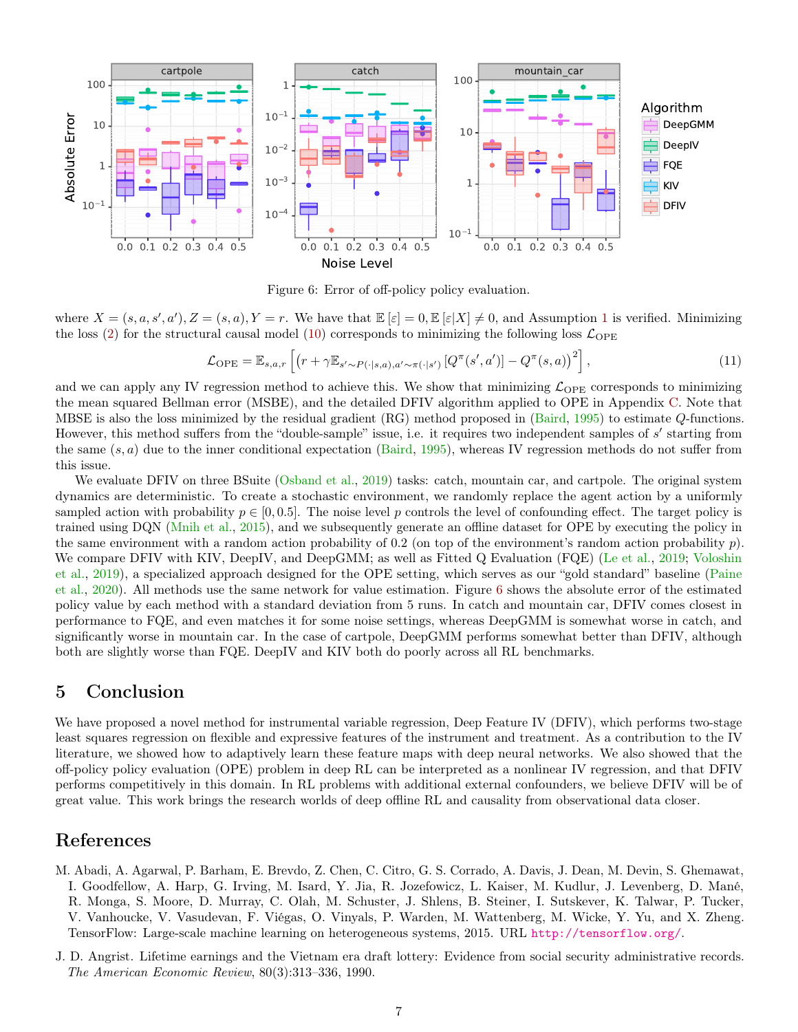Figure 6: Error of off-policy policy evaluation.

where $X = (s, a, s', a'), Z = (s, a), Y = r$. We have that $\mathbb{E}[\varepsilon] = 0, \mathbb{E}[\varepsilon|X] \neq 0$, and Assumption 1 is verified. Minimizing the loss (2) for the structural causal model (10) corresponds to minimizing the following loss $\mathcal{L}_{\text{OPE}}$

$$\mathcal{L}_{\text{OPE}} = \mathbb{E}_{s,a,r}\left[\left(r + \gamma \mathbb{E}_{s' \sim P(\cdot|s,a), a' \sim \pi(\cdot|s')}\left[Q^\pi(s', a')\right] - Q^\pi(s, a)\right)^2\right], \tag{11}$$

and we can apply any IV regression method to achieve this. We show that minimizing $\mathcal{L}_{\text{OPE}}$ corresponds to minimizing the mean squared Bellman error (MSBE), and the detailed DFIV algorithm applied to OPE in Appendix C. Note that MBSE is also the loss minimized by the residual gradient (RG) method proposed in (Baird, 1995) to estimate $Q$-functions. However, this method suffers from the "double-sample" issue, i.e. it requires two independent samples of $s'$ starting from the same $(s, a)$ due to the inner conditional expectation (Baird, 1995), whereas IV regression methods do not suffer from this issue.

We evaluate DFIV on three BSuite (Osband et al., 2019) tasks: catch, mountain car, and cartpole. The original system dynamics are deterministic. To create a stochastic environment, we randomly replace the agent action by a uniformly sampled action with probability $p \in [0, 0.5]$. The noise level $p$ controls the level of confounding effect. The target policy is trained using DQN (Mnih et al., 2015), and we subsequently generate an offline dataset for OPE by executing the policy in the same environment with a random action probability of 0.2 (on top of the environment's random action probability $p$). We compare DFIV with KIV, DeepIV, and DeepGMM; as well as Fitted Q Evaluation (FQE) (Le et al., 2019; Voloshin et al., 2019), a specialized approach designed for the OPE setting, which serves as our "gold standard" baseline (Paine et al., 2020). All methods use the same network for value estimation. Figure 6 shows the absolute error of the estimated policy value by each method with a standard deviation from 5 runs. In catch and mountain car, DFIV comes closest in performance to FQE, and even matches it for some noise settings, whereas DeepGMM is somewhat worse in catch, and significantly worse in mountain car. In the case of cartpole, DeepGMM performs somewhat better than DFIV, although both are slightly worse than FQE. DeepIV and KIV both do poorly across all RL benchmarks.

## 5 Conclusion

We have proposed a novel method for instrumental variable regression, Deep Feature IV (DFIV), which performs two-stage least squares regression on flexible and expressive features of the instrument and treatment. As a contribution to the IV literature, we showed how to adaptively learn these feature maps with deep neural networks. We also showed that the off-policy policy evaluation (OPE) problem in deep RL can be interpreted as a nonlinear IV regression, and that DFIV performs competitively in this domain. In RL problems with additional external confounders, we believe DFIV will be of great value. This work brings the research worlds of deep offline RL and causality from observational data closer.

## References

M. Abadi, A. Agarwal, P. Barham, E. Brevdo, Z. Chen, C. Citro, G. S. Corrado, A. Davis, J. Dean, M. Devin, S. Ghemawat, I. Goodfellow, A. Harp, G. Irving, M. Isard, Y. Jia, R. Jozefowicz, L. Kaiser, M. Kudlur, J. Levenberg, D. Mané, R. Monga, S. Moore, D. Murray, C. Olah, M. Schuster, J. Shlens, B. Steiner, I. Sutskever, K. Talwar, P. Tucker, V. Vanhoucke, V. Vasudevan, F. Viégas, O. Vinyals, P. Warden, M. Wattenberg, M. Wicke, Y. Yu, and X. Zheng. TensorFlow: Large-scale machine learning on heterogeneous systems, 2015. URL http://tensorflow.org/.

J. D. Angrist. Lifetime earnings and the Vietnam era draft lottery: Evidence from social security administrative records. *The American Economic Review*, 80(3):313–336, 1990.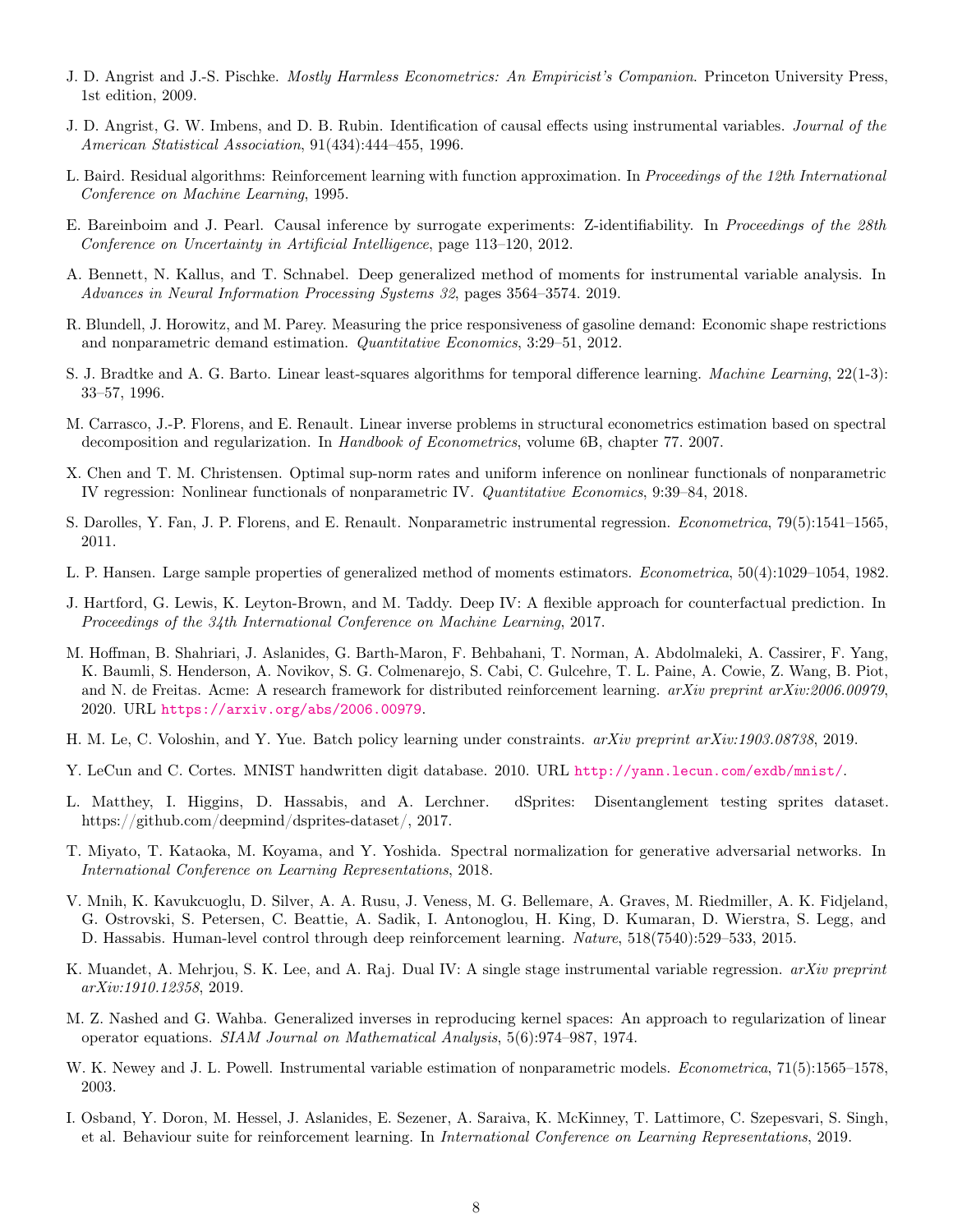J. D. Angrist and J.-S. Pischke. *Mostly Harmless Econometrics: An Empiricist's Companion*. Princeton University Press, 1st edition, 2009.

J. D. Angrist, G. W. Imbens, and D. B. Rubin. Identification of causal effects using instrumental variables. *Journal of the American Statistical Association*, 91(434):444–455, 1996.

L. Baird. Residual algorithms: Reinforcement learning with function approximation. In *Proceedings of the 12th International Conference on Machine Learning*, 1995.

E. Bareinboim and J. Pearl. Causal inference by surrogate experiments: Z-identifiability. In *Proceedings of the 28th Conference on Uncertainty in Artificial Intelligence*, page 113–120, 2012.

A. Bennett, N. Kallus, and T. Schnabel. Deep generalized method of moments for instrumental variable analysis. In *Advances in Neural Information Processing Systems 32*, pages 3564–3574. 2019.

R. Blundell, J. Horowitz, and M. Parey. Measuring the price responsiveness of gasoline demand: Economic shape restrictions and nonparametric demand estimation. *Quantitative Economics*, 3:29–51, 2012.

S. J. Bradtke and A. G. Barto. Linear least-squares algorithms for temporal difference learning. *Machine Learning*, 22(1-3): 33–57, 1996.

M. Carrasco, J.-P. Florens, and E. Renault. Linear inverse problems in structural econometrics estimation based on spectral decomposition and regularization. In *Handbook of Econometrics*, volume 6B, chapter 77. 2007.

X. Chen and T. M. Christensen. Optimal sup-norm rates and uniform inference on nonlinear functionals of nonparametric IV regression: Nonlinear functionals of nonparametric IV. *Quantitative Economics*, 9:39–84, 2018.

S. Darolles, Y. Fan, J. P. Florens, and E. Renault. Nonparametric instrumental regression. *Econometrica*, 79(5):1541–1565, 2011.

L. P. Hansen. Large sample properties of generalized method of moments estimators. *Econometrica*, 50(4):1029–1054, 1982.

J. Hartford, G. Lewis, K. Leyton-Brown, and M. Taddy. Deep IV: A flexible approach for counterfactual prediction. In *Proceedings of the 34th International Conference on Machine Learning*, 2017.

M. Hoffman, B. Shahriari, J. Aslanides, G. Barth-Maron, F. Behbahani, T. Norman, A. Abdolmaleki, A. Cassirer, F. Yang, K. Baumli, S. Henderson, A. Novikov, S. G. Colmenarejo, S. Cabi, C. Gulcehre, T. L. Paine, A. Cowie, Z. Wang, B. Piot, and N. de Freitas. Acme: A research framework for distributed reinforcement learning. *arXiv preprint arXiv:2006.00979*, 2020. URL https://arxiv.org/abs/2006.00979.

H. M. Le, C. Voloshin, and Y. Yue. Batch policy learning under constraints. *arXiv preprint arXiv:1903.08738*, 2019.

Y. LeCun and C. Cortes. MNIST handwritten digit database. 2010. URL http://yann.lecun.com/exdb/mnist/.

L. Matthey, I. Higgins, D. Hassabis, and A. Lerchner. dSprites: Disentanglement testing sprites dataset. https://github.com/deepmind/dsprites-dataset/, 2017.

T. Miyato, T. Kataoka, M. Koyama, and Y. Yoshida. Spectral normalization for generative adversarial networks. In *International Conference on Learning Representations*, 2018.

V. Mnih, K. Kavukcuoglu, D. Silver, A. A. Rusu, J. Veness, M. G. Bellemare, A. Graves, M. Riedmiller, A. K. Fidjeland, G. Ostrovski, S. Petersen, C. Beattie, A. Sadik, I. Antonoglou, H. King, D. Kumaran, D. Wierstra, S. Legg, and D. Hassabis. Human-level control through deep reinforcement learning. *Nature*, 518(7540):529–533, 2015.

K. Muandet, A. Mehrjou, S. K. Lee, and A. Raj. Dual IV: A single stage instrumental variable regression. *arXiv preprint arXiv:1910.12358*, 2019.

M. Z. Nashed and G. Wahba. Generalized inverses in reproducing kernel spaces: An approach to regularization of linear operator equations. *SIAM Journal on Mathematical Analysis*, 5(6):974–987, 1974.

W. K. Newey and J. L. Powell. Instrumental variable estimation of nonparametric models. *Econometrica*, 71(5):1565–1578, 2003.

I. Osband, Y. Doron, M. Hessel, J. Aslanides, E. Sezener, A. Saraiva, K. McKinney, T. Lattimore, C. Szepesvari, S. Singh, et al. Behaviour suite for reinforcement learning. In *International Conference on Learning Representations*, 2019.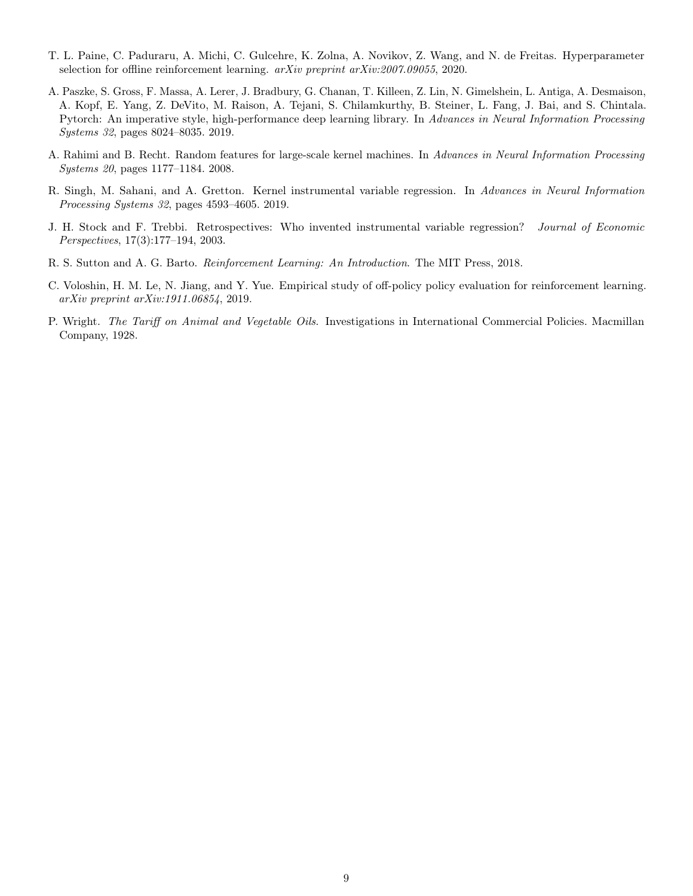T. L. Paine, C. Paduraru, A. Michi, C. Gulcehre, K. Zolna, A. Novikov, Z. Wang, and N. de Freitas. Hyperparameter selection for offline reinforcement learning. *arXiv preprint arXiv:2007.09055*, 2020.

A. Paszke, S. Gross, F. Massa, A. Lerer, J. Bradbury, G. Chanan, T. Killeen, Z. Lin, N. Gimelshein, L. Antiga, A. Desmaison, A. Kopf, E. Yang, Z. DeVito, M. Raison, A. Tejani, S. Chilamkurthy, B. Steiner, L. Fang, J. Bai, and S. Chintala. Pytorch: An imperative style, high-performance deep learning library. In *Advances in Neural Information Processing Systems 32*, pages 8024–8035. 2019.

A. Rahimi and B. Recht. Random features for large-scale kernel machines. In *Advances in Neural Information Processing Systems 20*, pages 1177–1184. 2008.

R. Singh, M. Sahani, and A. Gretton. Kernel instrumental variable regression. In *Advances in Neural Information Processing Systems 32*, pages 4593–4605. 2019.

J. H. Stock and F. Trebbi. Retrospectives: Who invented instrumental variable regression? *Journal of Economic Perspectives*, 17(3):177–194, 2003.

R. S. Sutton and A. G. Barto. *Reinforcement Learning: An Introduction*. The MIT Press, 2018.

C. Voloshin, H. M. Le, N. Jiang, and Y. Yue. Empirical study of off-policy policy evaluation for reinforcement learning. *arXiv preprint arXiv:1911.06854*, 2019.

P. Wright. *The Tariff on Animal and Vegetable Oils*. Investigations in International Commercial Policies. Macmillan Company, 1928.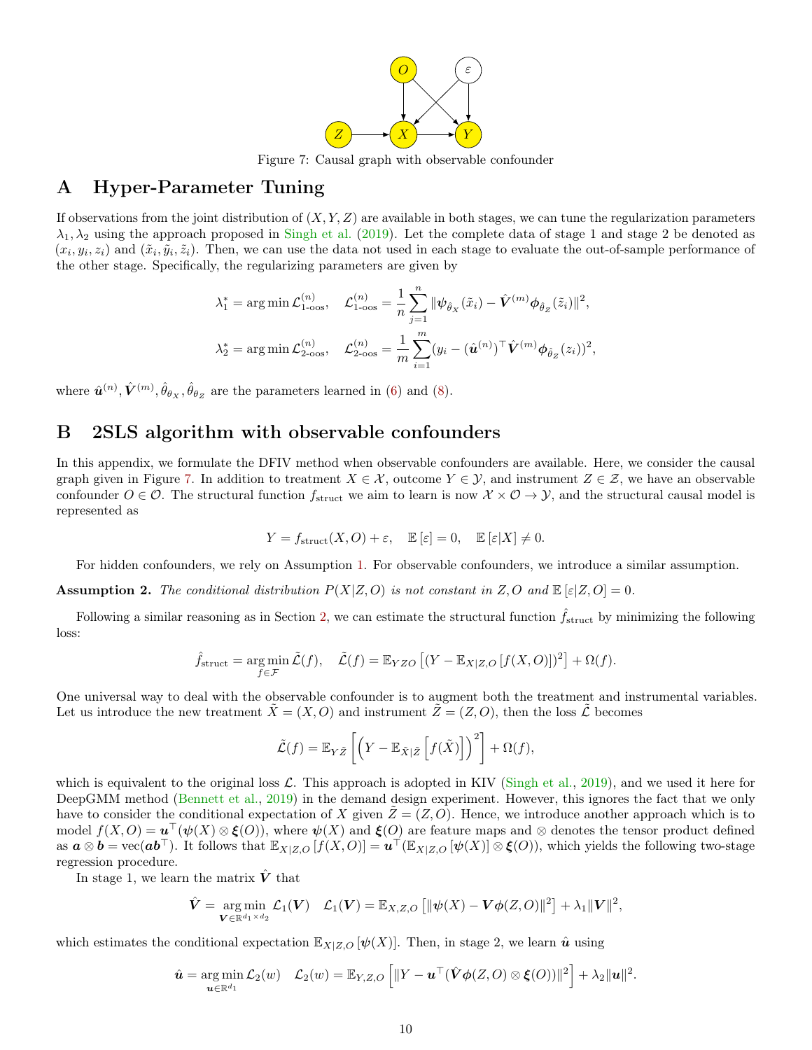Figure 7: Causal graph with observable confounder

## A Hyper-Parameter Tuning

If observations from the joint distribution of $(X, Y, Z)$ are available in both stages, we can tune the regularization parameters $\lambda_1, \lambda_2$ using the approach proposed in Singh et al. (2019). Let the complete data of stage 1 and stage 2 be denoted as $(x_i, y_i, z_i)$ and $(\tilde{x}_i, \tilde{y}_i, \tilde{z}_i)$. Then, we can use the data not used in each stage to evaluate the out-of-sample performance of the other stage. Specifically, the regularizing parameters are given by

$$\lambda_1^* = \arg\min \mathcal{L}^{(n)}_{\text{1-oos}}, \quad \mathcal{L}^{(n)}_{\text{1-oos}} = \frac{1}{n}\sum_{j=1}^{n} \|\boldsymbol{\psi}_{\hat{\theta}_X}(\tilde{x}_i) - \hat{\boldsymbol{V}}^{(m)}\boldsymbol{\phi}_{\hat{\theta}_Z}(\tilde{z}_i)\|^2,$$

$$\lambda_2^* = \arg\min \mathcal{L}^{(n)}_{\text{2-oos}}, \quad \mathcal{L}^{(n)}_{\text{2-oos}} = \frac{1}{m}\sum_{i=1}^{m} (y_i - (\hat{\boldsymbol{u}}^{(n)})^\top \hat{\boldsymbol{V}}^{(m)}\boldsymbol{\phi}_{\hat{\theta}_Z}(z_i))^2,$$

where $\hat{\boldsymbol{u}}^{(n)}, \hat{\boldsymbol{V}}^{(m)}, \hat{\theta}_X, \hat{\theta}_Z$ are the parameters learned in (6) and (8).

## B 2SLS algorithm with observable confounders

In this appendix, we formulate the DFIV method when observable confounders are available. Here, we consider the causal graph given in Figure 7. In addition to treatment $X \in \mathcal{X}$, outcome $Y \in \mathcal{Y}$, and instrument $Z \in \mathcal{Z}$, we have an observable confounder $O \in \mathcal{O}$. The structural function $f_{\text{struct}}$ we aim to learn is now $\mathcal{X} \times \mathcal{O} \to \mathcal{Y}$, and the structural causal model is represented as

$$Y = f_{\text{struct}}(X, O) + \varepsilon, \quad \mathbb{E}[\varepsilon] = 0, \quad \mathbb{E}[\varepsilon|X] \neq 0.$$

For hidden confounders, we rely on Assumption 1. For observable confounders, we introduce a similar assumption.

**Assumption 2.** *The conditional distribution $P(X|Z, O)$ is not constant in $Z, O$ and $\mathbb{E}[\varepsilon|Z, O] = 0$.*

Following a similar reasoning as in Section 2, we can estimate the structural function $\hat{f}_{\text{struct}}$ by minimizing the following loss:

$$\hat{f}_{\text{struct}} = \underset{f \in \mathcal{F}}{\arg\min}\, \tilde{\mathcal{L}}(f), \quad \tilde{\mathcal{L}}(f) = \mathbb{E}_{YZO}\left[(Y - \mathbb{E}_{X|Z,O}[f(X, O)])^2\right] + \Omega(f).$$

One universal way to deal with the observable confounder is to augment both the treatment and instrumental variables. Let us introduce the new treatment $\tilde{X} = (X, O)$ and instrument $\tilde{Z} = (Z, O)$, then the loss $\tilde{\mathcal{L}}$ becomes

$$\tilde{\mathcal{L}}(f) = \mathbb{E}_{Y\tilde{Z}}\left[\left(Y - \mathbb{E}_{\tilde{X}|\tilde{Z}}\left[f(\tilde{X})\right]\right)^2\right] + \Omega(f),$$

which is equivalent to the original loss $\mathcal{L}$. This approach is adopted in KIV (Singh et al., 2019), and we used it here for DeepGMM method (Bennett et al., 2019) in the demand design experiment. However, this ignores the fact that we only have to consider the conditional expectation of $X$ given $\tilde{Z} = (Z, O)$. Hence, we introduce another approach which is to model $f(X, O) = \boldsymbol{u}^\top(\boldsymbol{\psi}(X) \otimes \boldsymbol{\xi}(O))$, where $\boldsymbol{\psi}(X)$ and $\boldsymbol{\xi}(O)$ are feature maps and $\otimes$ denotes the tensor product defined as $\boldsymbol{a} \otimes \boldsymbol{b} = \mathrm{vec}(\boldsymbol{a}\boldsymbol{b}^\top)$. It follows that $\mathbb{E}_{X|Z,O}[f(X, O)] = \boldsymbol{u}^\top(\mathbb{E}_{X|Z,O}[\boldsymbol{\psi}(X)] \otimes \boldsymbol{\xi}(O))$, which yields the following two-stage regression procedure.

In stage 1, we learn the matrix $\hat{\boldsymbol{V}}$ that

$$\hat{\boldsymbol{V}} = \underset{\boldsymbol{V} \in \mathbb{R}^{d_1 \times d_2}}{\arg\min}\, \mathcal{L}_1(\boldsymbol{V}) \quad \mathcal{L}_1(\boldsymbol{V}) = \mathbb{E}_{X,Z,O}\left[\|\boldsymbol{\psi}(X) - \boldsymbol{V}\boldsymbol{\phi}(Z, O)\|^2\right] + \lambda_1\|\boldsymbol{V}\|^2,$$

which estimates the conditional expectation $\mathbb{E}_{X|Z,O}[\boldsymbol{\psi}(X)]$. Then, in stage 2, we learn $\hat{\boldsymbol{u}}$ using

$$\hat{\boldsymbol{u}} = \underset{\boldsymbol{u} \in \mathbb{R}^{d_1}}{\arg\min}\, \mathcal{L}_2(w) \quad \mathcal{L}_2(w) = \mathbb{E}_{Y,Z,O}\left[\|Y - \boldsymbol{u}^\top(\hat{\boldsymbol{V}}\boldsymbol{\phi}(Z, O) \otimes \boldsymbol{\xi}(O))\|^2\right] + \lambda_2\|\boldsymbol{u}\|^2.$$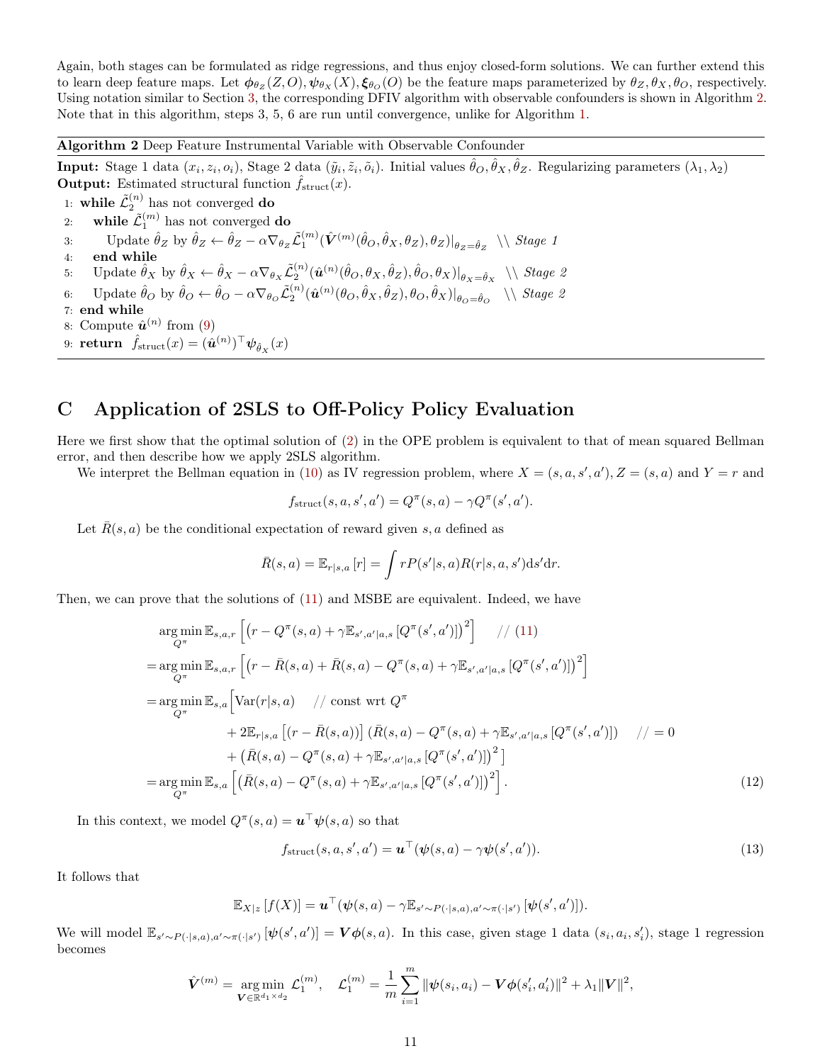Again, both stages can be formulated as ridge regressions, and thus enjoy closed-form solutions. We can further extend this to learn deep feature maps. Let $\boldsymbol{\phi}_{\theta_Z}(Z, O), \boldsymbol{\psi}_{\theta_X}(X), \boldsymbol{\xi}_{\theta_O}(O)$ be the feature maps parameterized by $\theta_Z, \theta_X, \theta_O$, respectively. Using notation similar to Section 3, the corresponding DFIV algorithm with observable confounders is shown in Algorithm 2. Note that in this algorithm, steps 3, 5, 6 are run until convergence, unlike for Algorithm 1.

**Algorithm 2** Deep Feature Instrumental Variable with Observable Confounder

**Input:** Stage 1 data $(x_i, z_i, o_i)$, Stage 2 data $(\tilde{y}_i, \tilde{z}_i, \tilde{o}_i)$. Initial values $\hat{\theta}_O, \hat{\theta}_X, \hat{\theta}_Z$. Regularizing parameters $(\lambda_1, \lambda_2)$

**Output:** Estimated structural function $\hat{f}_{\mathrm{struct}}(x)$.

1: **while** $\tilde{\mathcal{L}}_2^{(n)}$ has not converged **do**

2: **while** $\tilde{\mathcal{L}}_1^{(m)}$ has not converged **do**

3: Update $\hat{\theta}_Z$ by $\hat{\theta}_Z \leftarrow \hat{\theta}_Z - \alpha \nabla_{\theta_Z} \tilde{\mathcal{L}}_1^{(m)}(\hat{\boldsymbol{V}}^{(m)}(\hat{\theta}_O, \hat{\theta}_X, \theta_Z), \theta_Z)|_{\theta_Z = \hat{\theta}_Z}$ \\ *Stage 1*

4: **end while**

5: Update $\hat{\theta}_X$ by $\hat{\theta}_X \leftarrow \hat{\theta}_X - \alpha \nabla_{\theta_X} \tilde{\mathcal{L}}_2^{(n)}(\hat{\boldsymbol{u}}^{(n)}(\hat{\theta}_O, \theta_X, \hat{\theta}_Z), \hat{\theta}_O, \theta_X)|_{\theta_X = \hat{\theta}_X}$ \\ *Stage 2*

6: Update $\hat{\theta}_O$ by $\hat{\theta}_O \leftarrow \hat{\theta}_O - \alpha \nabla_{\theta_O} \tilde{\mathcal{L}}_2^{(n)}(\hat{\boldsymbol{u}}^{(n)}(\theta_O, \hat{\theta}_X, \hat{\theta}_Z), \theta_O, \hat{\theta}_X)|_{\theta_O = \hat{\theta}_O}$ \\ *Stage 2*

7: **end while**

8: Compute $\hat{\boldsymbol{u}}^{(n)}$ from (9)

9: **return** $\hat{f}_{\mathrm{struct}}(x) = (\hat{\boldsymbol{u}}^{(n)})^\top \boldsymbol{\psi}_{\hat{\theta}_X}(x)$

# C Application of 2SLS to Off-Policy Policy Evaluation

Here we first show that the optimal solution of (2) in the OPE problem is equivalent to that of mean squared Bellman error, and then describe how we apply 2SLS algorithm.

We interpret the Bellman equation in (10) as IV regression problem, where $X = (s, a, s', a')$, $Z = (s, a)$ and $Y = r$ and

$$f_{\mathrm{struct}}(s, a, s', a') = Q^\pi(s, a) - \gamma Q^\pi(s', a').$$

Let $\bar{R}(s, a)$ be the conditional expectation of reward given $s, a$ defined as

$$\bar{R}(s, a) = \mathbb{E}_{r|s,a}[r] = \int r P(s'|s, a) R(r|s, a, s') \mathrm{d}s' \mathrm{d}r.$$

Then, we can prove that the solutions of (11) and MSBE are equivalent. Indeed, we have

$$\begin{aligned}
&\operatorname*{arg\,min}_{Q^\pi} \mathbb{E}_{s,a,r}\left[\left(r - Q^\pi(s, a) + \gamma \mathbb{E}_{s',a'|a,s}\left[Q^\pi(s', a')\right]\right)^2\right] \quad // \text{ (11)} \\
=& \operatorname*{arg\,min}_{Q^\pi} \mathbb{E}_{s,a,r}\left[\left(r - \bar{R}(s, a) + \bar{R}(s, a) - Q^\pi(s, a) + \gamma \mathbb{E}_{s',a'|a,s}\left[Q^\pi(s', a')\right]\right)^2\right] \\
=& \operatorname*{arg\,min}_{Q^\pi} \mathbb{E}_{s,a}\Big[\mathrm{Var}(r|s, a) \quad // \text{ const wrt } Q^\pi \\
&\quad + 2\mathbb{E}_{r|s,a}\left[(r - \bar{R}(s, a))\right]\left(\bar{R}(s, a) - Q^\pi(s, a) + \gamma \mathbb{E}_{s',a'|a,s}\left[Q^\pi(s', a')\right]\right) \quad // = 0 \\
&\quad + \left(\bar{R}(s, a) - Q^\pi(s, a) + \gamma \mathbb{E}_{s',a'|a,s}\left[Q^\pi(s', a')\right]\right)^2\Big] \\
=& \operatorname*{arg\,min}_{Q^\pi} \mathbb{E}_{s,a}\left[\left(\bar{R}(s, a) - Q^\pi(s, a) + \gamma \mathbb{E}_{s',a'|a,s}\left[Q^\pi(s', a')\right]\right)^2\right].
\end{aligned} \tag{12}$$

In this context, we model $Q^\pi(s, a) = \boldsymbol{u}^\top \boldsymbol{\psi}(s, a)$ so that

$$f_{\mathrm{struct}}(s, a, s', a') = \boldsymbol{u}^\top(\boldsymbol{\psi}(s, a) - \gamma \boldsymbol{\psi}(s', a')). \tag{13}$$

It follows that

$$\mathbb{E}_{X|z}\left[f(X)\right] = \boldsymbol{u}^\top(\boldsymbol{\psi}(s, a) - \gamma \mathbb{E}_{s' \sim P(\cdot|s,a), a' \sim \pi(\cdot|s')}\left[\boldsymbol{\psi}(s', a')\right]).$$

We will model $\mathbb{E}_{s' \sim P(\cdot|s,a), a' \sim \pi(\cdot|s')}\left[\boldsymbol{\psi}(s', a')\right] = \boldsymbol{V}\boldsymbol{\phi}(s, a)$. In this case, given stage 1 data $(s_i, a_i, s'_i)$, stage 1 regression becomes

$$\hat{\boldsymbol{V}}^{(m)} = \operatorname*{arg\,min}_{\boldsymbol{V} \in \mathbb{R}^{d_1 \times d_2}} \mathcal{L}_1^{(m)}, \quad \mathcal{L}_1^{(m)} = \frac{1}{m}\sum_{i=1}^m \|\boldsymbol{\psi}(s_i, a_i) - \boldsymbol{V}\boldsymbol{\phi}(s'_i, a'_i)\|^2 + \lambda_1 \|\boldsymbol{V}\|^2,$$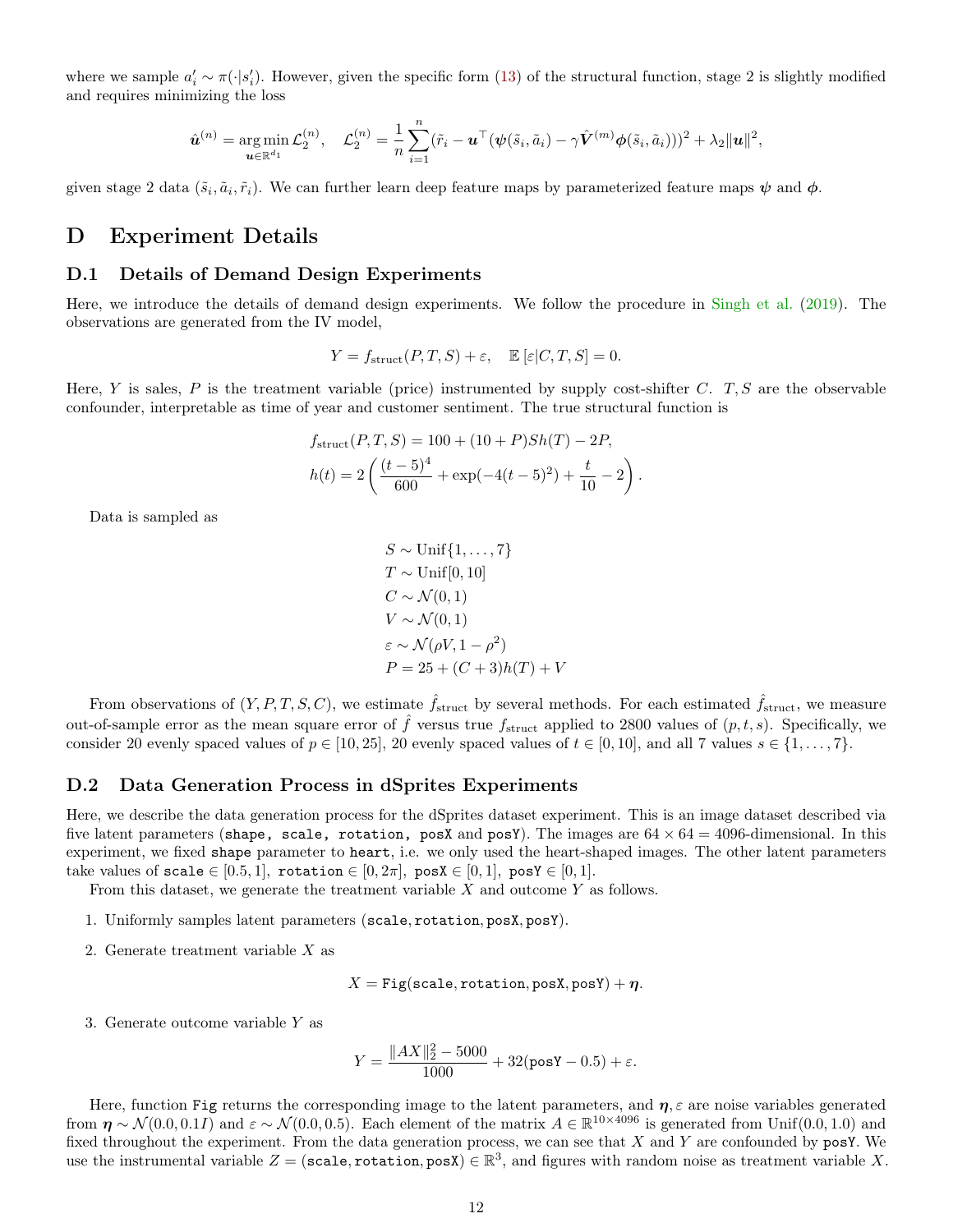where we sample $a'_i \sim \pi(\cdot|s'_i)$. However, given the specific form (13) of the structural function, stage 2 is slightly modified and requires minimizing the loss

$$\hat{\boldsymbol{u}}^{(n)} = \operatorname*{arg\,min}_{\boldsymbol{u} \in \mathbb{R}^{d_1}} \mathcal{L}_2^{(n)}, \quad \mathcal{L}_2^{(n)} = \frac{1}{n}\sum_{i=1}^{n}(\tilde{r}_i - \boldsymbol{u}^\top(\boldsymbol{\psi}(\tilde{s}_i, \tilde{a}_i) - \gamma \hat{\boldsymbol{V}}^{(m)}\boldsymbol{\phi}(\tilde{s}_i, \tilde{a}_i)))^2 + \lambda_2\|\boldsymbol{u}\|^2,$$

given stage 2 data $(\tilde{s}_i, \tilde{a}_i, \tilde{r}_i)$. We can further learn deep feature maps by parameterized feature maps $\boldsymbol{\psi}$ and $\boldsymbol{\phi}$.

# D Experiment Details

## D.1 Details of Demand Design Experiments

Here, we introduce the details of demand design experiments. We follow the procedure in Singh et al. (2019). The observations are generated from the IV model,

$$Y = f_{\mathrm{struct}}(P, T, S) + \varepsilon, \quad \mathbb{E}\left[\varepsilon | C, T, S\right] = 0.$$

Here, $Y$ is sales, $P$ is the treatment variable (price) instrumented by supply cost-shifter $C$. $T, S$ are the observable confounder, interpretable as time of year and customer sentiment. The true structural function is

$$f_{\mathrm{struct}}(P, T, S) = 100 + (10 + P)Sh(T) - 2P,$$
$$h(t) = 2\left(\frac{(t-5)^4}{600} + \exp(-4(t-5)^2) + \frac{t}{10} - 2\right).$$

Data is sampled as

$$S \sim \mathrm{Unif}\{1, \dots, 7\}$$
$$T \sim \mathrm{Unif}[0, 10]$$
$$C \sim \mathcal{N}(0, 1)$$
$$V \sim \mathcal{N}(0, 1)$$
$$\varepsilon \sim \mathcal{N}(\rho V, 1 - \rho^2)$$
$$P = 25 + (C + 3)h(T) + V$$

From observations of $(Y, P, T, S, C)$, we estimate $\hat{f}_{\mathrm{struct}}$ by several methods. For each estimated $\hat{f}_{\mathrm{struct}}$, we measure out-of-sample error as the mean square error of $\hat{f}$ versus true $f_{\mathrm{struct}}$ applied to 2800 values of $(p, t, s)$. Specifically, we consider 20 evenly spaced values of $p \in [10, 25]$, 20 evenly spaced values of $t \in [0, 10]$, and all 7 values $s \in \{1, \dots, 7\}$.

## D.2 Data Generation Process in dSprites Experiments

Here, we describe the data generation process for the dSprites dataset experiment. This is an image dataset described via five latent parameters (`shape`, `scale`, `rotation`, `posX` and `posY`). The images are $64 \times 64 = 4096$-dimensional. In this experiment, we fixed `shape` parameter to `heart`, i.e. we only used the heart-shaped images. The other latent parameters take values of $\texttt{scale} \in [0.5, 1]$, $\texttt{rotation} \in [0, 2\pi]$, $\texttt{posX} \in [0, 1]$, $\texttt{posY} \in [0, 1]$.

From this dataset, we generate the treatment variable $X$ and outcome $Y$ as follows.

1. Uniformly samples latent parameters $(\texttt{scale}, \texttt{rotation}, \texttt{posX}, \texttt{posY})$.
2. Generate treatment variable $X$ as
$$X = \texttt{Fig}(\texttt{scale}, \texttt{rotation}, \texttt{posX}, \texttt{posY}) + \boldsymbol{\eta}.$$
3. Generate outcome variable $Y$ as
$$Y = \frac{\|AX\|_2^2 - 5000}{1000} + 32(\texttt{posY} - 0.5) + \varepsilon.$$

Here, function `Fig` returns the corresponding image to the latent parameters, and $\boldsymbol{\eta}, \varepsilon$ are noise variables generated from $\boldsymbol{\eta} \sim \mathcal{N}(0.0, 0.1I)$ and $\varepsilon \sim \mathcal{N}(0.0, 0.5)$. Each element of the matrix $A \in \mathbb{R}^{10 \times 4096}$ is generated from $\mathrm{Unif}(0.0, 1.0)$ and fixed throughout the experiment. From the data generation process, we can see that $X$ and $Y$ are confounded by `posY`. We use the instrumental variable $Z = (\texttt{scale}, \texttt{rotation}, \texttt{posX}) \in \mathbb{R}^3$, and figures with random noise as treatment variable $X$.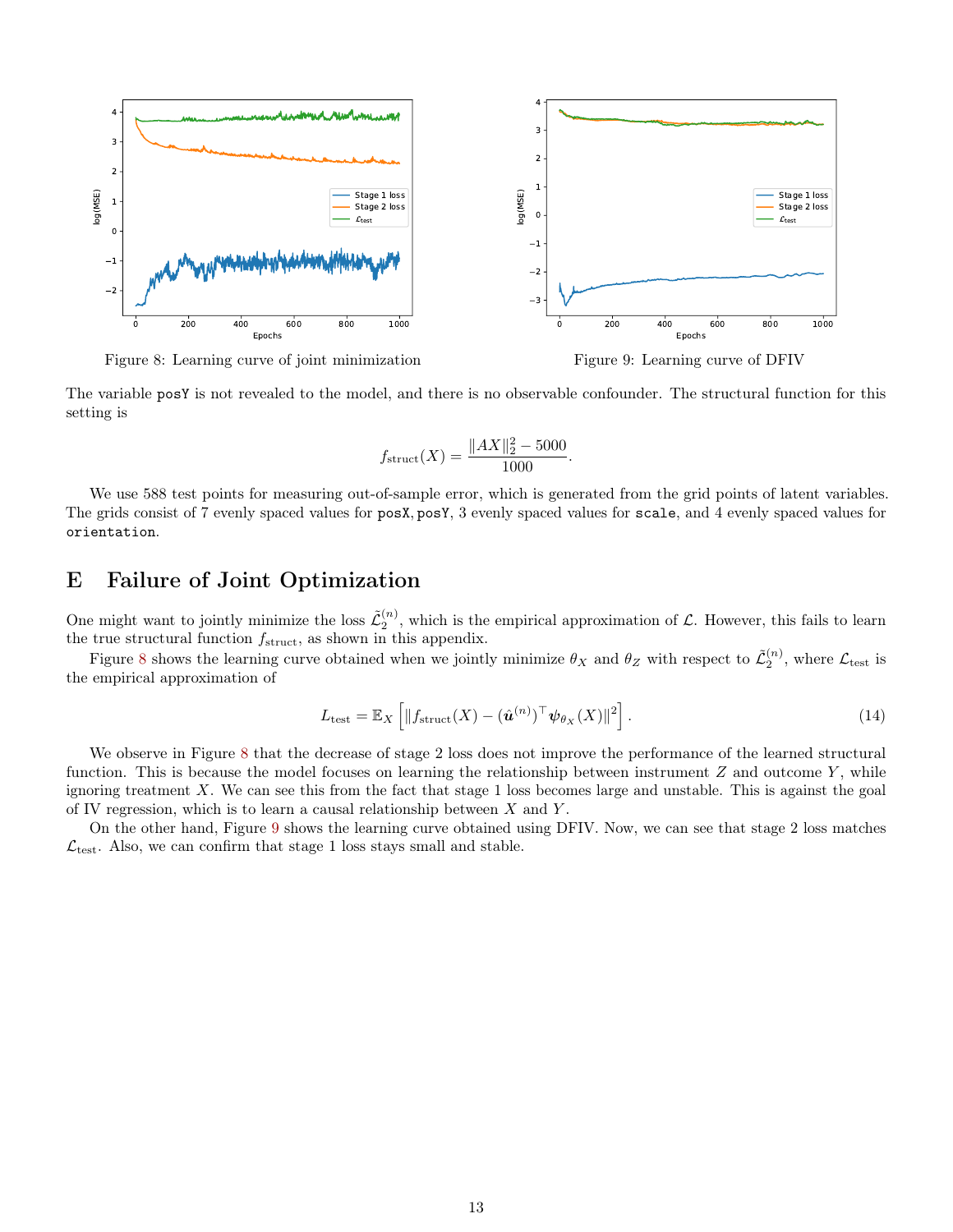Figure 8: Learning curve of joint minimization

Figure 9: Learning curve of DFIV

The variable posY is not revealed to the model, and there is no observable confounder. The structural function for this setting is

$$f_{\text{struct}}(X) = \frac{\|AX\|_2^2 - 5000}{1000}.$$

We use 588 test points for measuring out-of-sample error, which is generated from the grid points of latent variables. The grids consist of 7 evenly spaced values for posX, posY, 3 evenly spaced values for scale, and 4 evenly spaced values for orientation.

# E Failure of Joint Optimization

One might want to jointly minimize the loss $\tilde{\mathcal{L}}_2^{(n)}$, which is the empirical approximation of $\mathcal{L}$. However, this fails to learn the true structural function $f_{\text{struct}}$, as shown in this appendix.

Figure 8 shows the learning curve obtained when we jointly minimize $\theta_X$ and $\theta_Z$ with respect to $\tilde{\mathcal{L}}_2^{(n)}$, where $\mathcal{L}_{\text{test}}$ is the empirical approximation of

$$L_{\text{test}} = \mathbb{E}_X \left[ \|f_{\text{struct}}(X) - (\hat{\boldsymbol{u}}^{(n)})^\top \boldsymbol{\psi}_{\theta_X}(X)\|^2 \right]. \tag{14}$$

We observe in Figure 8 that the decrease of stage 2 loss does not improve the performance of the learned structural function. This is because the model focuses on learning the relationship between instrument $Z$ and outcome $Y$, while ignoring treatment $X$. We can see this from the fact that stage 1 loss becomes large and unstable. This is against the goal of IV regression, which is to learn a causal relationship between $X$ and $Y$.

On the other hand, Figure 9 shows the learning curve obtained using DFIV. Now, we can see that stage 2 loss matches $\mathcal{L}_{\text{test}}$. Also, we can confirm that stage 1 loss stays small and stable.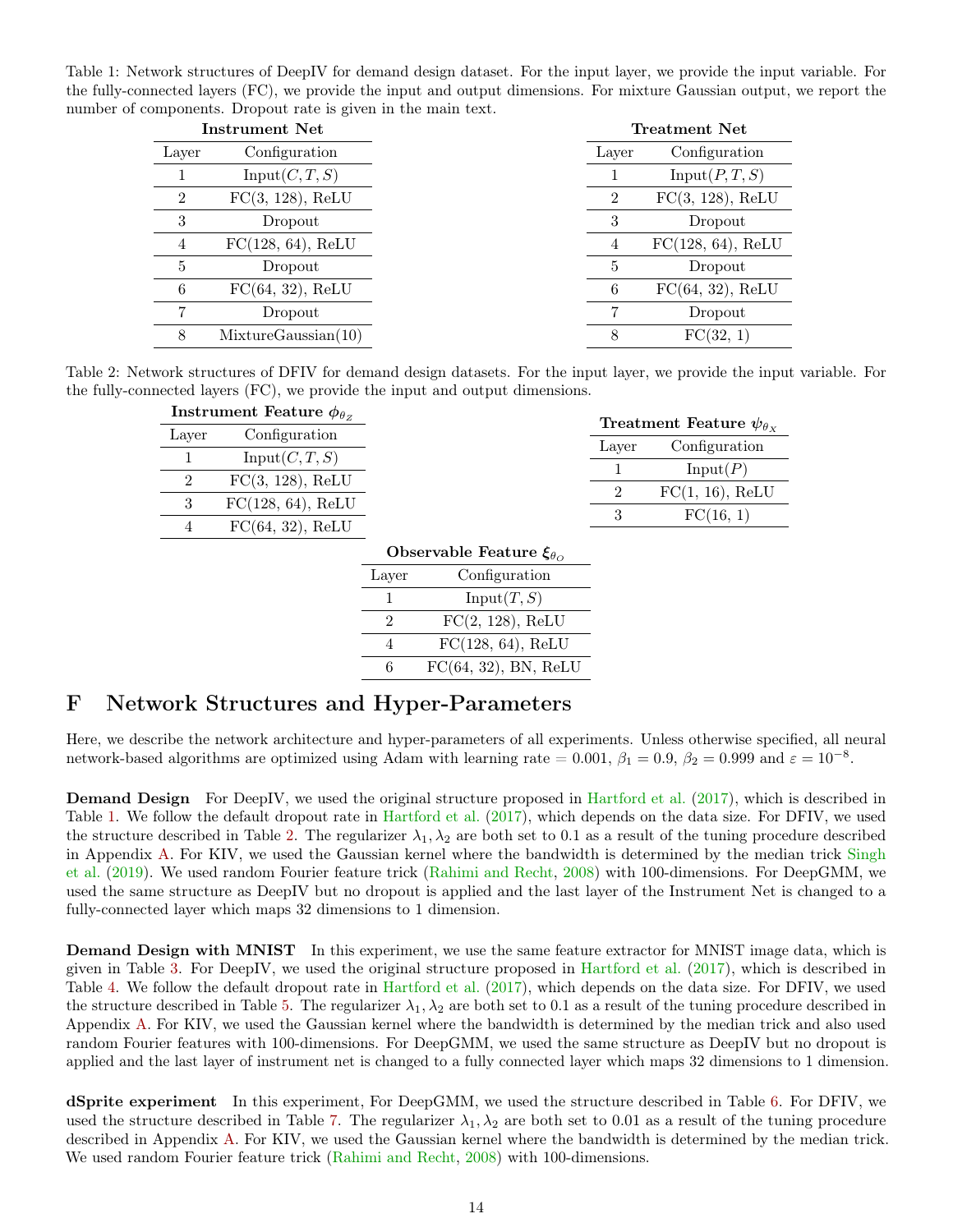Table 1: Network structures of DeepIV for demand design dataset. For the input layer, we provide the input variable. For the fully-connected layers (FC), we provide the input and output dimensions. For mixture Gaussian output, we report the number of components. Dropout rate is given in the main text.

**Instrument Net**

| Layer | Configuration |
|---|---|
| 1 | Input$(C, T, S)$ |
| 2 | FC(3, 128), ReLU |
| 3 | Dropout |
| 4 | FC(128, 64), ReLU |
| 5 | Dropout |
| 6 | FC(64, 32), ReLU |
| 7 | Dropout |
| 8 | MixtureGaussian(10) |

**Treatment Net**

| Layer | Configuration |
|---|---|
| 1 | Input$(P, T, S)$ |
| 2 | FC(3, 128), ReLU |
| 3 | Dropout |
| 4 | FC(128, 64), ReLU |
| 5 | Dropout |
| 6 | FC(64, 32), ReLU |
| 7 | Dropout |
| 8 | FC(32, 1) |

Table 2: Network structures of DFIV for demand design datasets. For the input layer, we provide the input variable. For the fully-connected layers (FC), we provide the input and output dimensions.

**Instrument Feature $\phi_{\theta_Z}$**

| Layer | Configuration |
|---|---|
| 1 | Input$(C, T, S)$ |
| 2 | FC(3, 128), ReLU |
| 3 | FC(128, 64), ReLU |
| 4 | FC(64, 32), ReLU |

**Treatment Feature $\psi_{\theta_X}$**

| Layer | Configuration |
|---|---|
| 1 | Input$(P)$ |
| 2 | FC(1, 16), ReLU |
| 3 | FC(16, 1) |

**Observable Feature $\xi_{\theta_O}$**

| Layer | Configuration |
|---|---|
| 1 | Input$(T, S)$ |
| 2 | FC(2, 128), ReLU |
| 4 | FC(128, 64), ReLU |
| 6 | FC(64, 32), BN, ReLU |

# F Network Structures and Hyper-Parameters

Here, we describe the network architecture and hyper-parameters of all experiments. Unless otherwise specified, all neural network-based algorithms are optimized using Adam with learning rate = 0.001, $\beta_1 = 0.9$, $\beta_2 = 0.999$ and $\varepsilon = 10^{-8}$.

**Demand Design** For DeepIV, we used the original structure proposed in Hartford et al. (2017), which is described in Table 1. We follow the default dropout rate in Hartford et al. (2017), which depends on the data size. For DFIV, we used the structure described in Table 2. The regularizer $\lambda_1, \lambda_2$ are both set to 0.1 as a result of the tuning procedure described in Appendix A. For KIV, we used the Gaussian kernel where the bandwidth is determined by the median trick Singh et al. (2019). We used random Fourier feature trick (Rahimi and Recht, 2008) with 100-dimensions. For DeepGMM, we used the same structure as DeepIV but no dropout is applied and the last layer of the Instrument Net is changed to a fully-connected layer which maps 32 dimensions to 1 dimension.

**Demand Design with MNIST** In this experiment, we use the same feature extractor for MNIST image data, which is given in Table 3. For DeepIV, we used the original structure proposed in Hartford et al. (2017), which is described in Table 4. We follow the default dropout rate in Hartford et al. (2017), which depends on the data size. For DFIV, we used the structure described in Table 5. The regularizer $\lambda_1, \lambda_2$ are both set to 0.1 as a result of the tuning procedure described in Appendix A. For KIV, we used the Gaussian kernel where the bandwidth is determined by the median trick and also used random Fourier features with 100-dimensions. For DeepGMM, we used the same structure as DeepIV but no dropout is applied and the last layer of instrument net is changed to a fully connected layer which maps 32 dimensions to 1 dimension.

**dSprite experiment** In this experiment, For DeepGMM, we used the structure described in Table 6. For DFIV, we used the structure described in Table 7. The regularizer $\lambda_1, \lambda_2$ are both set to 0.01 as a result of the tuning procedure described in Appendix A. For KIV, we used the Gaussian kernel where the bandwidth is determined by the median trick. We used random Fourier feature trick (Rahimi and Recht, 2008) with 100-dimensions.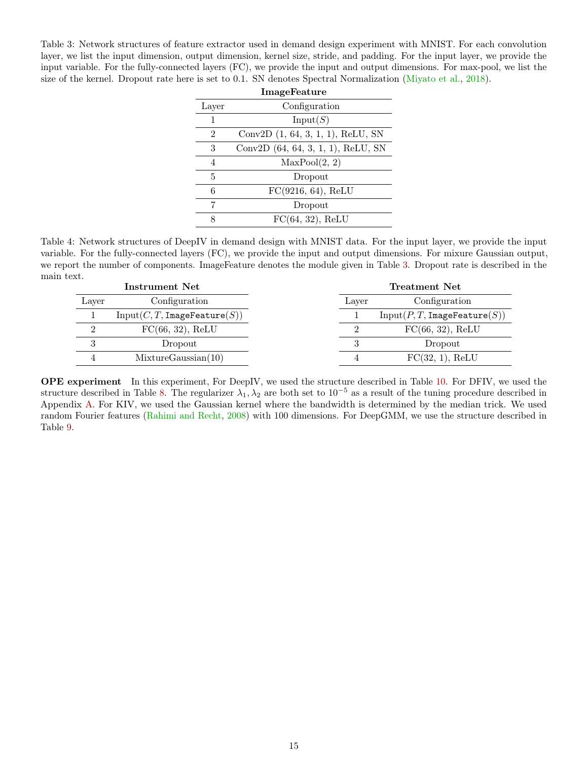Table 3: Network structures of feature extractor used in demand design experiment with MNIST. For each convolution layer, we list the input dimension, output dimension, kernel size, stride, and padding. For the input layer, we provide the input variable. For the fully-connected layers (FC), we provide the input and output dimensions. For max-pool, we list the size of the kernel. Dropout rate here is set to 0.1. SN denotes Spectral Normalization (Miyato et al., 2018).

**ImageFeature**

| Layer | Configuration |
|---|---|
| 1 | Input($S$) |
| 2 | Conv2D (1, 64, 3, 1, 1), ReLU, SN |
| 3 | Conv2D (64, 64, 3, 1, 1), ReLU, SN |
| 4 | MaxPool(2, 2) |
| 5 | Dropout |
| 6 | FC(9216, 64), ReLU |
| 7 | Dropout |
| 8 | FC(64, 32), ReLU |

Table 4: Network structures of DeepIV in demand design with MNIST data. For the input layer, we provide the input variable. For the fully-connected layers (FC), we provide the input and output dimensions. For mixure Gaussian output, we report the number of components. ImageFeature denotes the module given in Table 3. Dropout rate is described in the main text.

**Instrument Net**

| Layer | Configuration |
|---|---|
| 1 | Input($C, T,$ `ImageFeature`($S$)) |
| 2 | FC(66, 32), ReLU |
| 3 | Dropout |
| 4 | MixtureGaussian(10) |

**Treatment Net**

| Layer | Configuration |
|---|---|
| 1 | Input($P, T,$ `ImageFeature`($S$)) |
| 2 | FC(66, 32), ReLU |
| 3 | Dropout |
| 4 | FC(32, 1), ReLU |

**OPE experiment** In this experiment, For DeepIV, we used the structure described in Table 10. For DFIV, we used the structure described in Table 8. The regularizer $\lambda_1, \lambda_2$ are both set to $10^{-5}$ as a result of the tuning procedure described in Appendix A. For KIV, we used the Gaussian kernel where the bandwidth is determined by the median trick. We used random Fourier features (Rahimi and Recht, 2008) with 100 dimensions. For DeepGMM, we use the structure described in Table 9.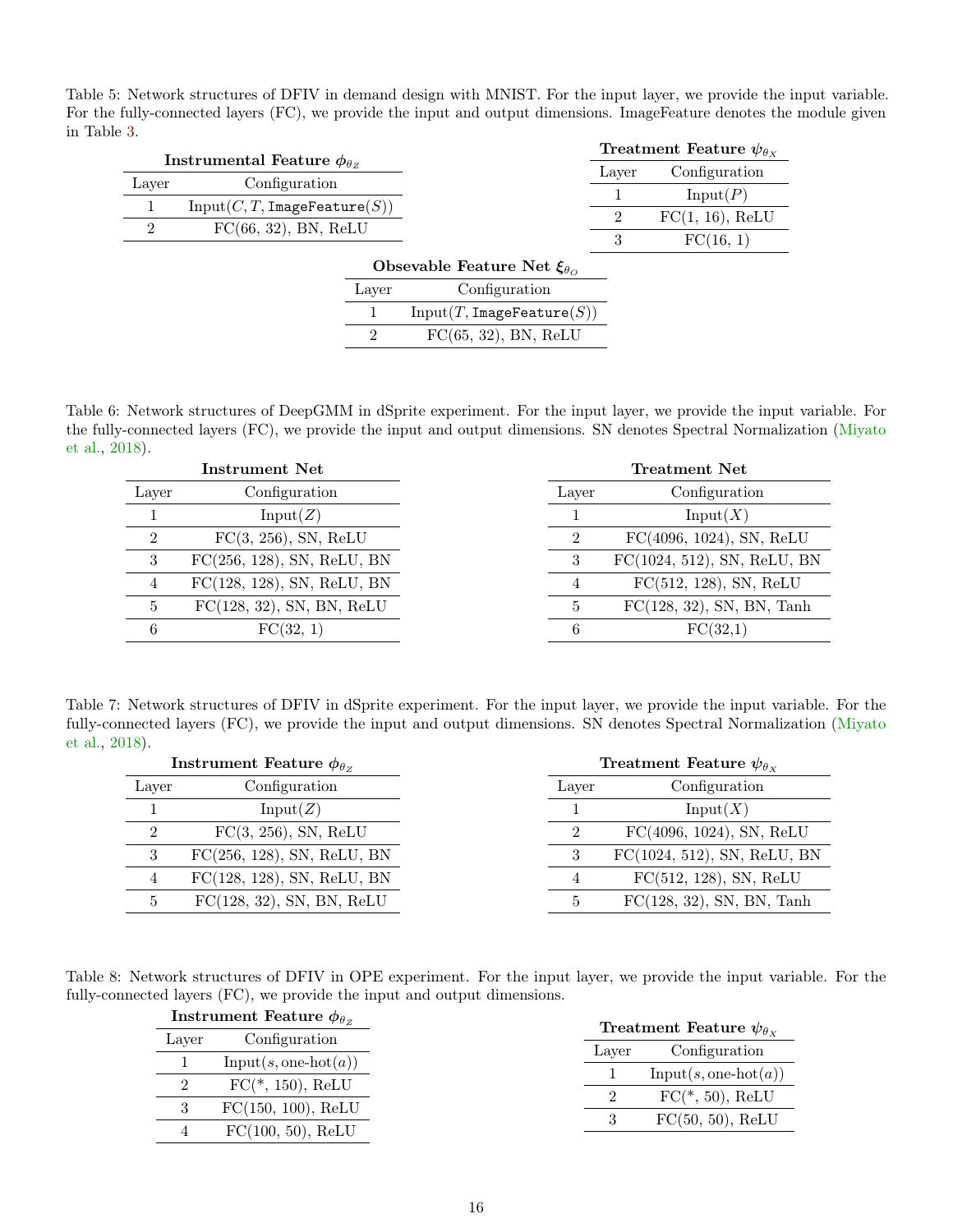Table 5: Network structures of DFIV in demand design with MNIST. For the input layer, we provide the input variable. For the fully-connected layers (FC), we provide the input and output dimensions. ImageFeature denotes the module given in Table 3.

**Instrumental Feature $\phi_{\theta_Z}$**

| Layer | Configuration |
|---|---|
| 1 | Input($C, T,$ `ImageFeature`$(S)$) |
| 2 | FC(66, 32), BN, ReLU |

**Treatment Feature $\psi_{\theta_X}$**

| Layer | Configuration |
|---|---|
| 1 | Input($P$) |
| 2 | FC(1, 16), ReLU |
| 3 | FC(16, 1) |

**Obsevable Feature Net $\xi_{\theta_O}$**

| Layer | Configuration |
|---|---|
| 1 | Input($T,$ `ImageFeature`$(S)$) |
| 2 | FC(65, 32), BN, ReLU |

Table 6: Network structures of DeepGMM in dSprite experiment. For the input layer, we provide the input variable. For the fully-connected layers (FC), we provide the input and output dimensions. SN denotes Spectral Normalization (Miyato et al., 2018).

**Instrument Net**

| Layer | Configuration |
|---|---|
| 1 | Input($Z$) |
| 2 | FC(3, 256), SN, ReLU |
| 3 | FC(256, 128), SN, ReLU, BN |
| 4 | FC(128, 128), SN, ReLU, BN |
| 5 | FC(128, 32), SN, BN, ReLU |
| 6 | FC(32, 1) |

**Treatment Net**

| Layer | Configuration |
|---|---|
| 1 | Input($X$) |
| 2 | FC(4096, 1024), SN, ReLU |
| 3 | FC(1024, 512), SN, ReLU, BN |
| 4 | FC(512, 128), SN, ReLU |
| 5 | FC(128, 32), SN, BN, Tanh |
| 6 | FC(32,1) |

Table 7: Network structures of DFIV in dSprite experiment. For the input layer, we provide the input variable. For the fully-connected layers (FC), we provide the input and output dimensions. SN denotes Spectral Normalization (Miyato et al., 2018).

**Instrument Feature $\phi_{\theta_Z}$**

| Layer | Configuration |
|---|---|
| 1 | Input($Z$) |
| 2 | FC(3, 256), SN, ReLU |
| 3 | FC(256, 128), SN, ReLU, BN |
| 4 | FC(128, 128), SN, ReLU, BN |
| 5 | FC(128, 32), SN, BN, ReLU |

**Treatment Feature $\psi_{\theta_X}$**

| Layer | Configuration |
|---|---|
| 1 | Input($X$) |
| 2 | FC(4096, 1024), SN, ReLU |
| 3 | FC(1024, 512), SN, ReLU, BN |
| 4 | FC(512, 128), SN, ReLU |
| 5 | FC(128, 32), SN, BN, Tanh |

Table 8: Network structures of DFIV in OPE experiment. For the input layer, we provide the input variable. For the fully-connected layers (FC), we provide the input and output dimensions.

**Instrument Feature $\phi_{\theta_Z}$**

| Layer | Configuration |
|---|---|
| 1 | Input($s$, one-hot($a$)) |
| 2 | FC(*, 150), ReLU |
| 3 | FC(150, 100), ReLU |
| 4 | FC(100, 50), ReLU |

**Treatment Feature $\psi_{\theta_X}$**

| Layer | Configuration |
|---|---|
| 1 | Input($s$, one-hot($a$)) |
| 2 | FC(*, 50), ReLU |
| 3 | FC(50, 50), ReLU |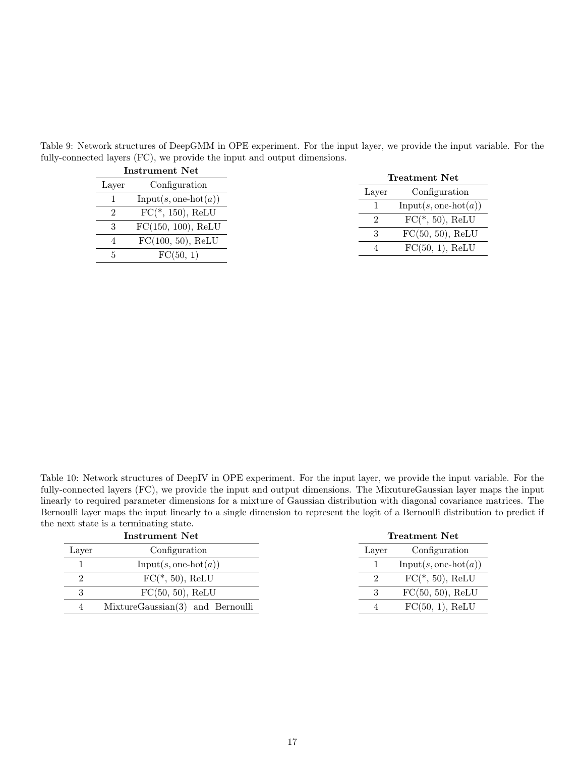Table 9: Network structures of DeepGMM in OPE experiment. For the input layer, we provide the input variable. For the fully-connected layers (FC), we provide the input and output dimensions.

**Instrument Net**

| Layer | Configuration |
|---|---|
| 1 | Input($s$, one-hot($a$)) |
| 2 | FC(*, 150), ReLU |
| 3 | FC(150, 100), ReLU |
| 4 | FC(100, 50), ReLU |
| 5 | FC(50, 1) |

**Treatment Net**

| Layer | Configuration |
|---|---|
| 1 | Input($s$, one-hot($a$)) |
| 2 | FC(*, 50), ReLU |
| 3 | FC(50, 50), ReLU |
| 4 | FC(50, 1), ReLU |

Table 10: Network structures of DeepIV in OPE experiment. For the input layer, we provide the input variable. For the fully-connected layers (FC), we provide the input and output dimensions. The MixtureGaussian layer maps the input linearly to required parameter dimensions for a mixture of Gaussian distribution with diagonal covariance matrices. The Bernoulli layer maps the input linearly to a single dimension to represent the logit of a Bernoulli distribution to predict if the next state is a terminating state.

**Instrument Net**

| Layer | Configuration |
|---|---|
| 1 | Input($s$, one-hot($a$)) |
| 2 | FC(*, 50), ReLU |
| 3 | FC(50, 50), ReLU |
| 4 | MixtureGaussian(3) and Bernoulli |

**Treatment Net**

| Layer | Configuration |
|---|---|
| 1 | Input($s$, one-hot($a$)) |
| 2 | FC(*, 50), ReLU |
| 3 | FC(50, 50), ReLU |
| 4 | FC(50, 1), ReLU |